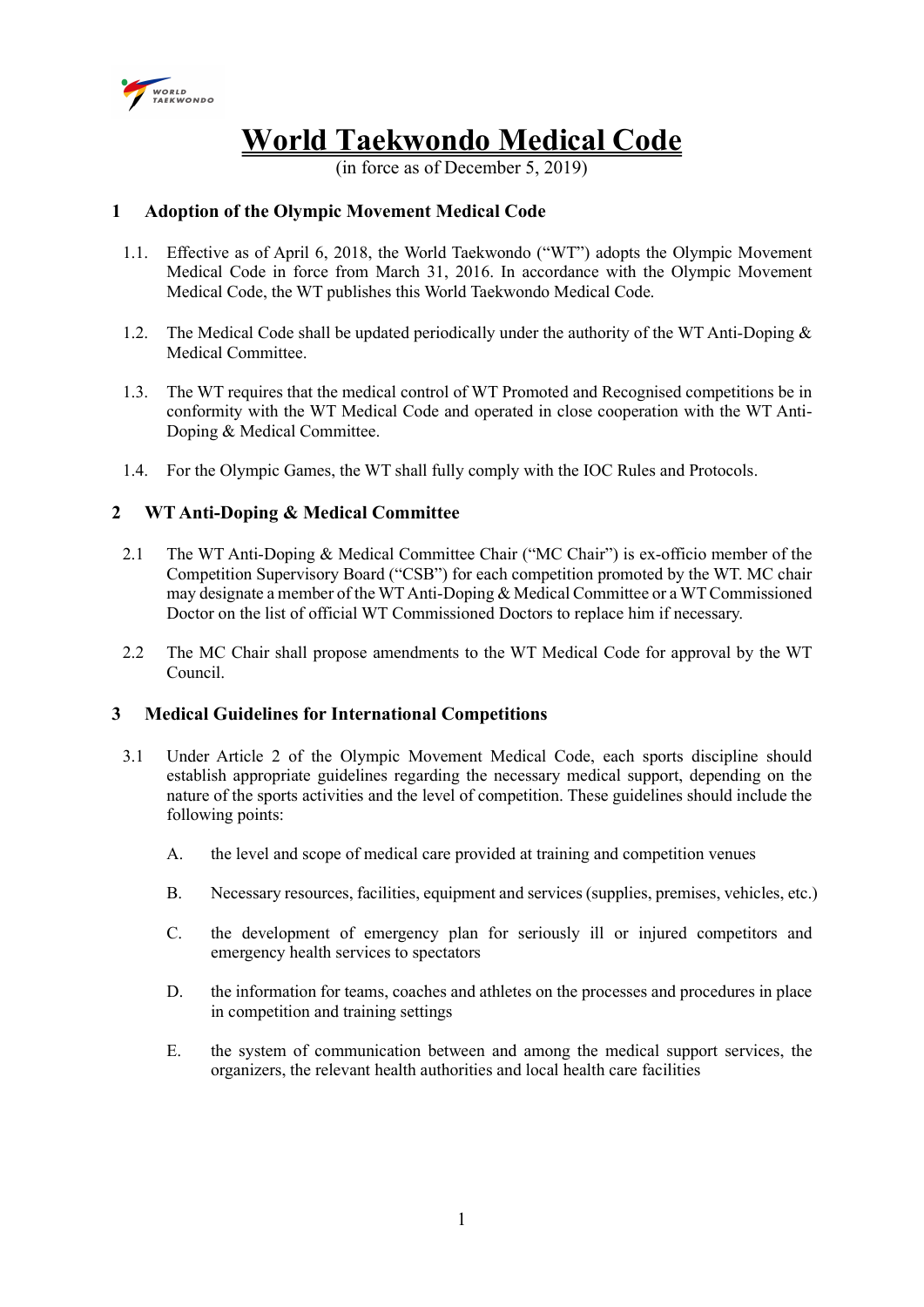# World Taekwondo Medical Code

(in force as of December 5, 2019)

## 1 Adoption of the Olympic Movement Medical Code

1.1. Effective as of April 6, 2018, the World Taekwondo ("WT") adopts the Olympic Movement Medical Code in force from March 31, 2016. In accordance with the Olympic Movement Medical Code, the WT publishes this World Taekwondo Medical Code.

1.2. The Medical Code shall be updated periodically under the authority of the WT Anti-Doping & Medical Committee.

1.3. The WT requires that the medical control of WT Promoted and Recognised competitions be in conformity with the WT Medical Code and operated in close cooperation with the WT Anti-Doping & Medical Committee.

1.4. For the Olympic Games, the WT shall fully comply with the IOC Rules and Protocols.

## 2 WT Anti-Doping & Medical Committee

2.1 The WT Anti-Doping & Medical Committee Chair ("MC Chair") is ex-officio member of the Competition Supervisory Board ("CSB") for each competition promoted by the WT. MC chair may designate a member of the WT Anti-Doping & Medical Committee or a WT Commissioned Doctor on the list of official WT Commissioned Doctors to replace him if necessary.

2.2 The MC Chair shall propose amendments to the WT Medical Code for approval by the WT Council.

## 3 Medical Guidelines for International Competitions

3.1 Under Article 2 of the Olympic Movement Medical Code, each sports discipline should establish appropriate guidelines regarding the necessary medical support, depending on the nature of the sports activities and the level of competition. These guidelines should include the following points:

A. the level and scope of medical care provided at training and competition venues

B. Necessary resources, facilities, equipment and services (supplies, premises, vehicles, etc.)

C. the development of emergency plan for seriously ill or injured competitors and emergency health services to spectators

D. the information for teams, coaches and athletes on the processes and procedures in place in competition and training settings

E. the system of communication between and among the medical support services, the organizers, the relevant health authorities and local health care facilities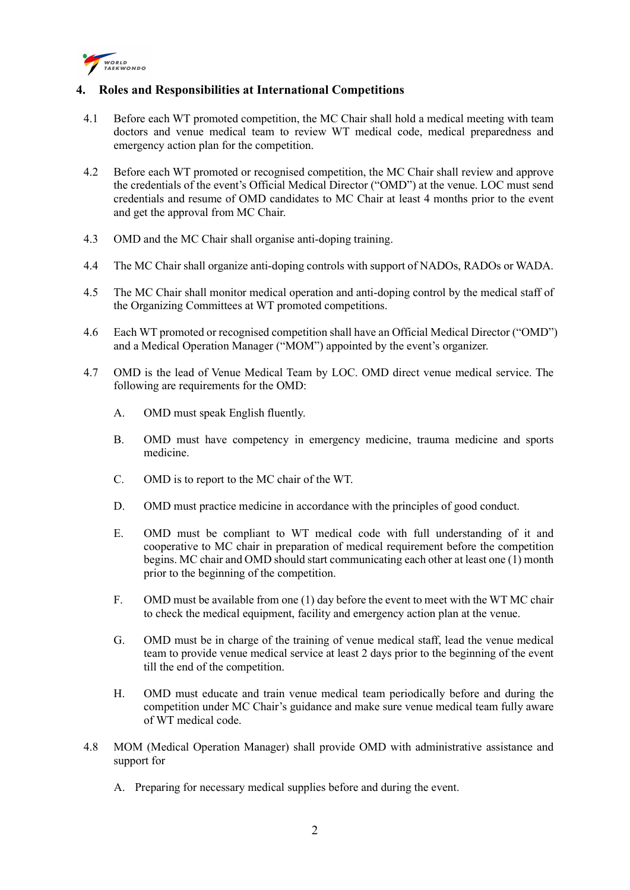## 4. Roles and Responsibilities at International Competitions

4.1 Before each WT promoted competition, the MC Chair shall hold a medical meeting with team doctors and venue medical team to review WT medical code, medical preparedness and emergency action plan for the competition.

4.2 Before each WT promoted or recognised competition, the MC Chair shall review and approve the credentials of the event's Official Medical Director ("OMD") at the venue. LOC must send credentials and resume of OMD candidates to MC Chair at least 4 months prior to the event and get the approval from MC Chair.

4.3 OMD and the MC Chair shall organise anti-doping training.

4.4 The MC Chair shall organize anti-doping controls with support of NADOs, RADOs or WADA.

4.5 The MC Chair shall monitor medical operation and anti-doping control by the medical staff of the Organizing Committees at WT promoted competitions.

4.6 Each WT promoted or recognised competition shall have an Official Medical Director ("OMD") and a Medical Operation Manager ("MOM") appointed by the event's organizer.

4.7 OMD is the lead of Venue Medical Team by LOC. OMD direct venue medical service. The following are requirements for the OMD:

A. OMD must speak English fluently.

B. OMD must have competency in emergency medicine, trauma medicine and sports medicine.

C. OMD is to report to the MC chair of the WT.

D. OMD must practice medicine in accordance with the principles of good conduct.

E. OMD must be compliant to WT medical code with full understanding of it and cooperative to MC chair in preparation of medical requirement before the competition begins. MC chair and OMD should start communicating each other at least one (1) month prior to the beginning of the competition.

F. OMD must be available from one (1) day before the event to meet with the WT MC chair to check the medical equipment, facility and emergency action plan at the venue.

G. OMD must be in charge of the training of venue medical staff, lead the venue medical team to provide venue medical service at least 2 days prior to the beginning of the event till the end of the competition.

H. OMD must educate and train venue medical team periodically before and during the competition under MC Chair's guidance and make sure venue medical team fully aware of WT medical code.

4.8 MOM (Medical Operation Manager) shall provide OMD with administrative assistance and support for

A. Preparing for necessary medical supplies before and during the event.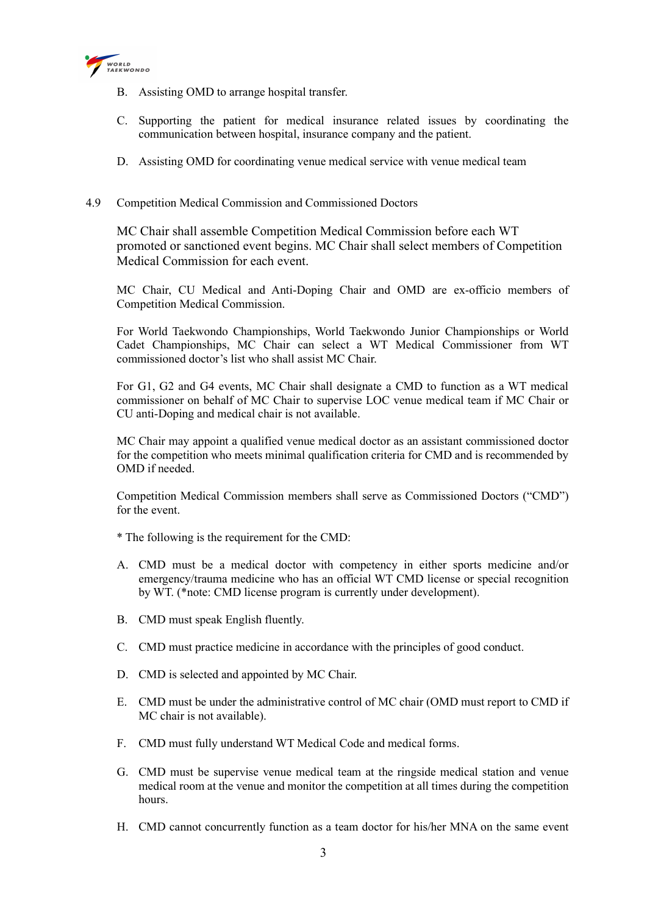B. Assisting OMD to arrange hospital transfer.

C. Supporting the patient for medical insurance related issues by coordinating the communication between hospital, insurance company and the patient.

D. Assisting OMD for coordinating venue medical service with venue medical team

4.9 Competition Medical Commission and Commissioned Doctors

MC Chair shall assemble Competition Medical Commission before each WT promoted or sanctioned event begins. MC Chair shall select members of Competition Medical Commission for each event.

MC Chair, CU Medical and Anti-Doping Chair and OMD are ex-officio members of Competition Medical Commission.

For World Taekwondo Championships, World Taekwondo Junior Championships or World Cadet Championships, MC Chair can select a WT Medical Commissioner from WT commissioned doctor's list who shall assist MC Chair.

For G1, G2 and G4 events, MC Chair shall designate a CMD to function as a WT medical commissioner on behalf of MC Chair to supervise LOC venue medical team if MC Chair or CU anti-Doping and medical chair is not available.

MC Chair may appoint a qualified venue medical doctor as an assistant commissioned doctor for the competition who meets minimal qualification criteria for CMD and is recommended by OMD if needed.

Competition Medical Commission members shall serve as Commissioned Doctors ("CMD") for the event.

* The following is the requirement for the CMD:

A. CMD must be a medical doctor with competency in either sports medicine and/or emergency/trauma medicine who has an official WT CMD license or special recognition by WT. (*note: CMD license program is currently under development).

B. CMD must speak English fluently.

C. CMD must practice medicine in accordance with the principles of good conduct.

D. CMD is selected and appointed by MC Chair.

E. CMD must be under the administrative control of MC chair (OMD must report to CMD if MC chair is not available).

F. CMD must fully understand WT Medical Code and medical forms.

G. CMD must be supervise venue medical team at the ringside medical station and venue medical room at the venue and monitor the competition at all times during the competition hours.

H. CMD cannot concurrently function as a team doctor for his/her MNA on the same event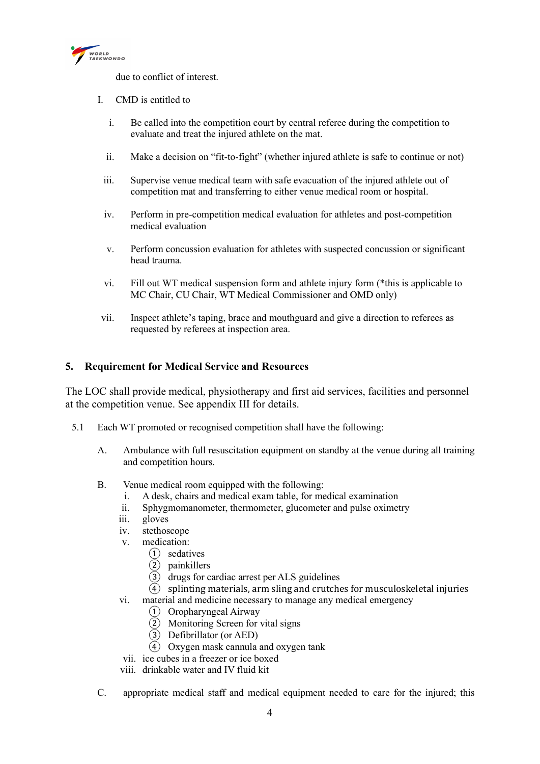due to conflict of interest.

I. CMD is entitled to

   i. Be called into the competition court by central referee during the competition to evaluate and treat the injured athlete on the mat.

   ii. Make a decision on "fit-to-fight" (whether injured athlete is safe to continue or not)

   iii. Supervise venue medical team with safe evacuation of the injured athlete out of competition mat and transferring to either venue medical room or hospital.

   iv. Perform in pre-competition medical evaluation for athletes and post-competition medical evaluation

   v. Perform concussion evaluation for athletes with suspected concussion or significant head trauma.

   vi. Fill out WT medical suspension form and athlete injury form (*this is applicable to MC Chair, CU Chair, WT Medical Commissioner and OMD only)

   vii. Inspect athlete's taping, brace and mouthguard and give a direction to referees as requested by referees at inspection area.

## 5. Requirement for Medical Service and Resources

The LOC shall provide medical, physiotherapy and first aid services, facilities and personnel at the competition venue. See appendix III for details.

5.1 Each WT promoted or recognised competition shall have the following:

A. Ambulance with full resuscitation equipment on standby at the venue during all training and competition hours.

B. Venue medical room equipped with the following:
   i. A desk, chairs and medical exam table, for medical examination
   ii. Sphygmomanometer, thermometer, glucometer and pulse oximetry
   iii. gloves
   iv. stethoscope
   v. medication:
      ① sedatives
      ② painkillers
      ③ drugs for cardiac arrest per ALS guidelines
      ④ splinting materials, arm sling and crutches for musculoskeletal injuries
   vi. material and medicine necessary to manage any medical emergency
      ① Oropharyngeal Airway
      ② Monitoring Screen for vital signs
      ③ Defibrillator (or AED)
      ④ Oxygen mask cannula and oxygen tank
   vii. ice cubes in a freezer or ice boxed
   viii. drinkable water and IV fluid kit

C. appropriate medical staff and medical equipment needed to care for the injured; this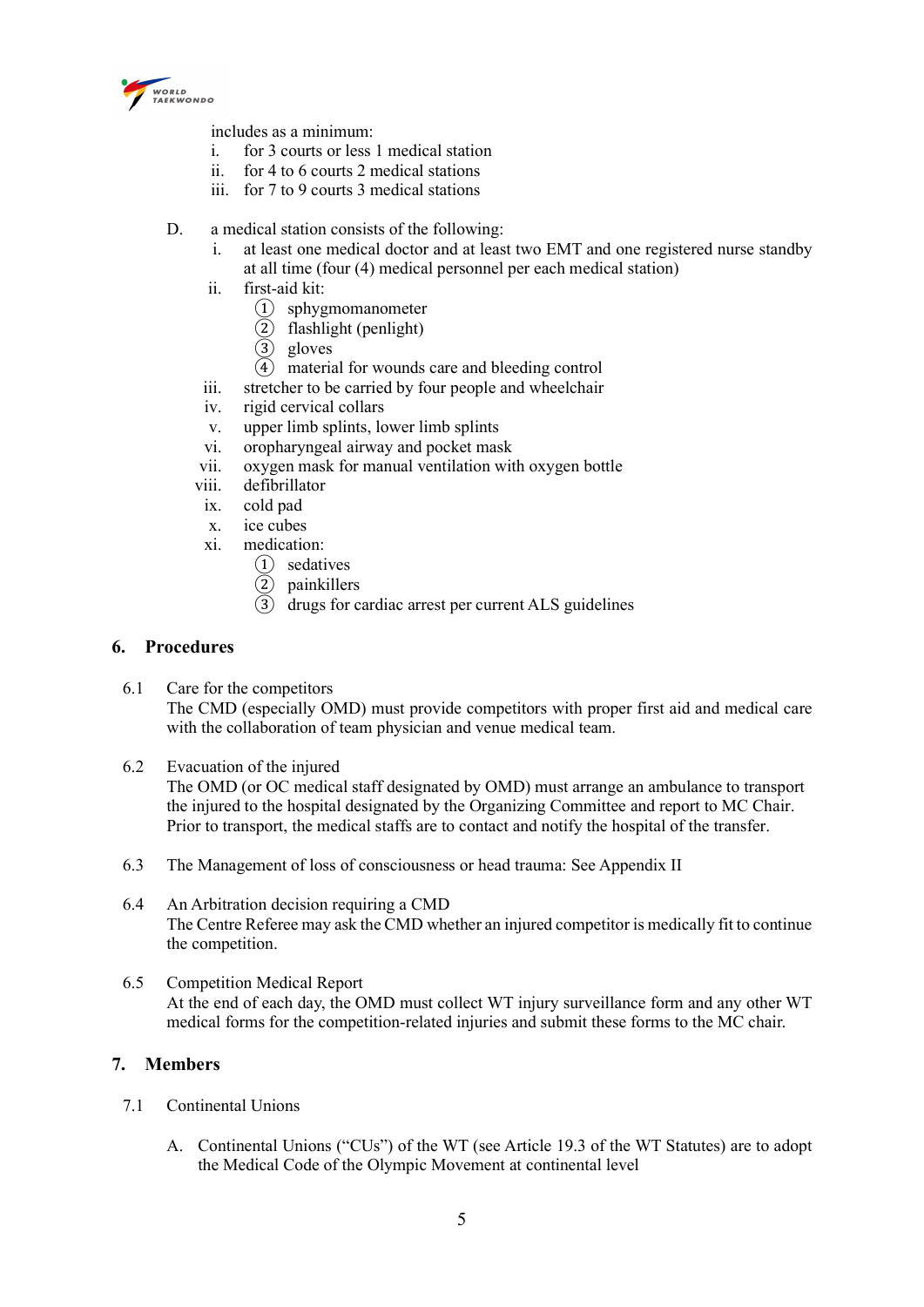includes as a minimum:

i. for 3 courts or less 1 medical station
ii. for 4 to 6 courts 2 medical stations
iii. for 7 to 9 courts 3 medical stations

D. a medical station consists of the following:

i. at least one medical doctor and at least two EMT and one registered nurse standby at all time (four (4) medical personnel per each medical station)
ii. first-aid kit:
   ① sphygmomanometer
   ② flashlight (penlight)
   ③ gloves
   ④ material for wounds care and bleeding control
iii. stretcher to be carried by four people and wheelchair
iv. rigid cervical collars
v. upper limb splints, lower limb splints
vi. oropharyngeal airway and pocket mask
vii. oxygen mask for manual ventilation with oxygen bottle
viii. defibrillator
ix. cold pad
x. ice cubes
xi. medication:
   ① sedatives
   ② painkillers
   ③ drugs for cardiac arrest per current ALS guidelines

## 6. Procedures

6.1 Care for the competitors

The CMD (especially OMD) must provide competitors with proper first aid and medical care with the collaboration of team physician and venue medical team.

6.2 Evacuation of the injured

The OMD (or OC medical staff designated by OMD) must arrange an ambulance to transport the injured to the hospital designated by the Organizing Committee and report to MC Chair. Prior to transport, the medical staffs are to contact and notify the hospital of the transfer.

6.3 The Management of loss of consciousness or head trauma: See Appendix II

6.4 An Arbitration decision requiring a CMD

The Centre Referee may ask the CMD whether an injured competitor is medically fit to continue the competition.

6.5 Competition Medical Report

At the end of each day, the OMD must collect WT injury surveillance form and any other WT medical forms for the competition-related injuries and submit these forms to the MC chair.

## 7. Members

7.1 Continental Unions

A. Continental Unions ("CUs") of the WT (see Article 19.3 of the WT Statutes) are to adopt the Medical Code of the Olympic Movement at continental level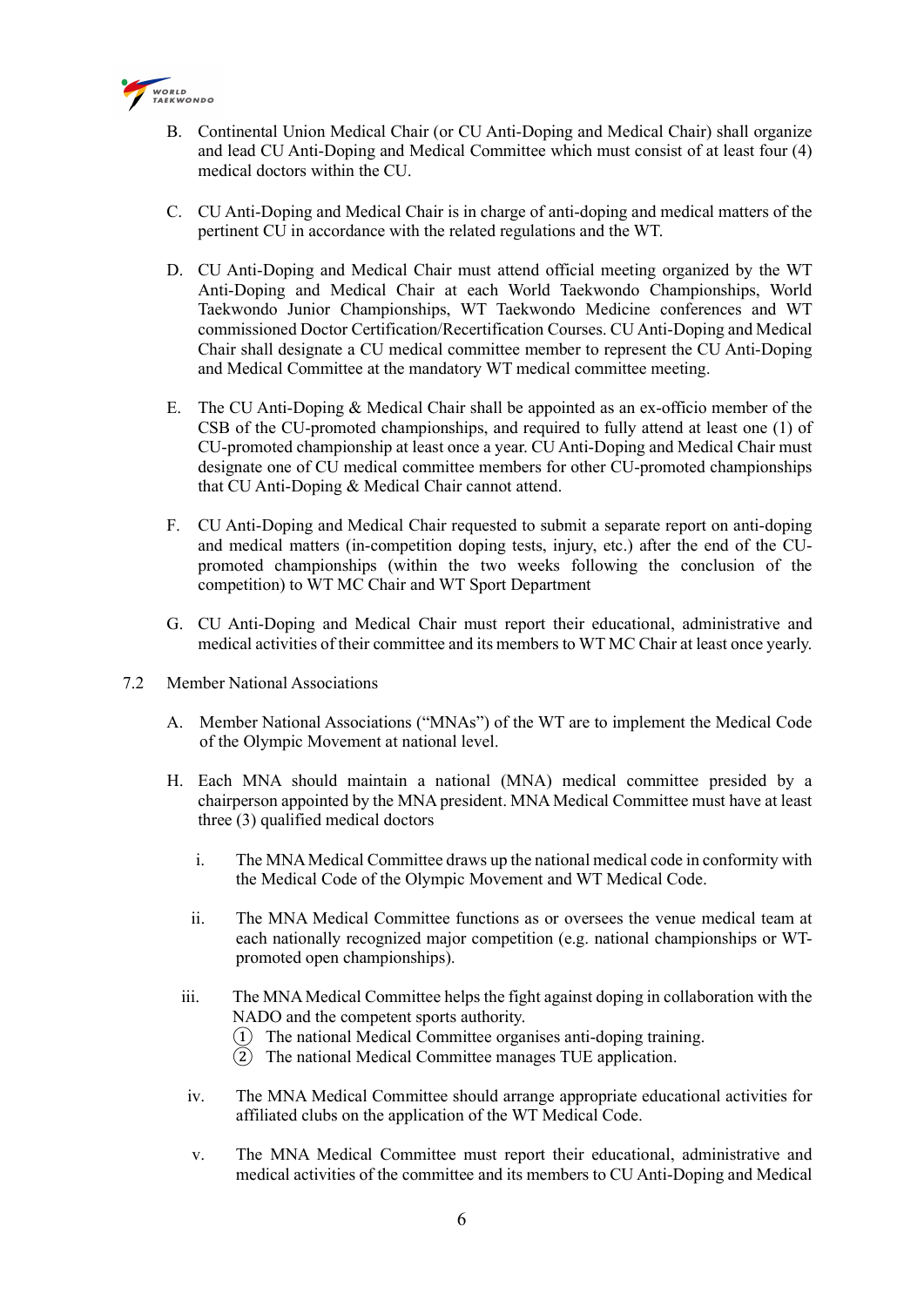B. Continental Union Medical Chair (or CU Anti-Doping and Medical Chair) shall organize and lead CU Anti-Doping and Medical Committee which must consist of at least four (4) medical doctors within the CU.

C. CU Anti-Doping and Medical Chair is in charge of anti-doping and medical matters of the pertinent CU in accordance with the related regulations and the WT.

D. CU Anti-Doping and Medical Chair must attend official meeting organized by the WT Anti-Doping and Medical Chair at each World Taekwondo Championships, World Taekwondo Junior Championships, WT Taekwondo Medicine conferences and WT commissioned Doctor Certification/Recertification Courses. CU Anti-Doping and Medical Chair shall designate a CU medical committee member to represent the CU Anti-Doping and Medical Committee at the mandatory WT medical committee meeting.

E. The CU Anti-Doping & Medical Chair shall be appointed as an ex-officio member of the CSB of the CU-promoted championships, and required to fully attend at least one (1) of CU-promoted championship at least once a year. CU Anti-Doping and Medical Chair must designate one of CU medical committee members for other CU-promoted championships that CU Anti-Doping & Medical Chair cannot attend.

F. CU Anti-Doping and Medical Chair requested to submit a separate report on anti-doping and medical matters (in-competition doping tests, injury, etc.) after the end of the CU-promoted championships (within the two weeks following the conclusion of the competition) to WT MC Chair and WT Sport Department

G. CU Anti-Doping and Medical Chair must report their educational, administrative and medical activities of their committee and its members to WT MC Chair at least once yearly.

7.2 Member National Associations

A. Member National Associations ("MNAs") of the WT are to implement the Medical Code of the Olympic Movement at national level.

H. Each MNA should maintain a national (MNA) medical committee presided by a chairperson appointed by the MNA president. MNA Medical Committee must have at least three (3) qualified medical doctors

i. The MNA Medical Committee draws up the national medical code in conformity with the Medical Code of the Olympic Movement and WT Medical Code.

ii. The MNA Medical Committee functions as or oversees the venue medical team at each nationally recognized major competition (e.g. national championships or WT-promoted open championships).

iii. The MNA Medical Committee helps the fight against doping in collaboration with the NADO and the competent sports authority.
① The national Medical Committee organises anti-doping training.
② The national Medical Committee manages TUE application.

iv. The MNA Medical Committee should arrange appropriate educational activities for affiliated clubs on the application of the WT Medical Code.

v. The MNA Medical Committee must report their educational, administrative and medical activities of the committee and its members to CU Anti-Doping and Medical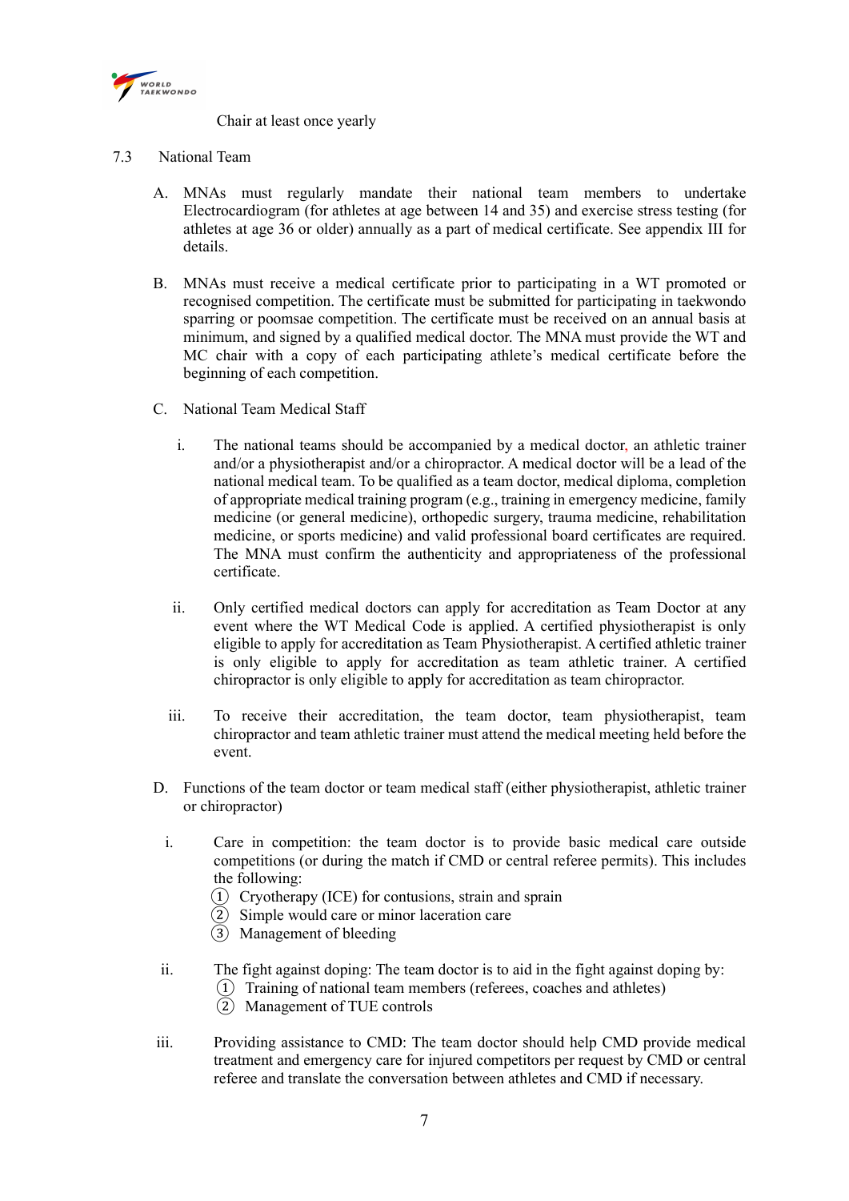Chair at least once yearly

7.3 National Team

A. MNAs must regularly mandate their national team members to undertake Electrocardiogram (for athletes at age between 14 and 35) and exercise stress testing (for athletes at age 36 or older) annually as a part of medical certificate. See appendix III for details.

B. MNAs must receive a medical certificate prior to participating in a WT promoted or recognised competition. The certificate must be submitted for participating in taekwondo sparring or poomsae competition. The certificate must be received on an annual basis at minimum, and signed by a qualified medical doctor. The MNA must provide the WT and MC chair with a copy of each participating athlete's medical certificate before the beginning of each competition.

C. National Team Medical Staff

i. The national teams should be accompanied by a medical doctor, an athletic trainer and/or a physiotherapist and/or a chiropractor. A medical doctor will be a lead of the national medical team. To be qualified as a team doctor, medical diploma, completion of appropriate medical training program (e.g., training in emergency medicine, family medicine (or general medicine), orthopedic surgery, trauma medicine, rehabilitation medicine, or sports medicine) and valid professional board certificates are required. The MNA must confirm the authenticity and appropriateness of the professional certificate.

ii. Only certified medical doctors can apply for accreditation as Team Doctor at any event where the WT Medical Code is applied. A certified physiotherapist is only eligible to apply for accreditation as Team Physiotherapist. A certified athletic trainer is only eligible to apply for accreditation as team athletic trainer. A certified chiropractor is only eligible to apply for accreditation as team chiropractor.

iii. To receive their accreditation, the team doctor, team physiotherapist, team chiropractor and team athletic trainer must attend the medical meeting held before the event.

D. Functions of the team doctor or team medical staff (either physiotherapist, athletic trainer or chiropractor)

i. Care in competition: the team doctor is to provide basic medical care outside competitions (or during the match if CMD or central referee permits). This includes the following:
① Cryotherapy (ICE) for contusions, strain and sprain
② Simple would care or minor laceration care
③ Management of bleeding

ii. The fight against doping: The team doctor is to aid in the fight against doping by:
① Training of national team members (referees, coaches and athletes)
② Management of TUE controls

iii. Providing assistance to CMD: The team doctor should help CMD provide medical treatment and emergency care for injured competitors per request by CMD or central referee and translate the conversation between athletes and CMD if necessary.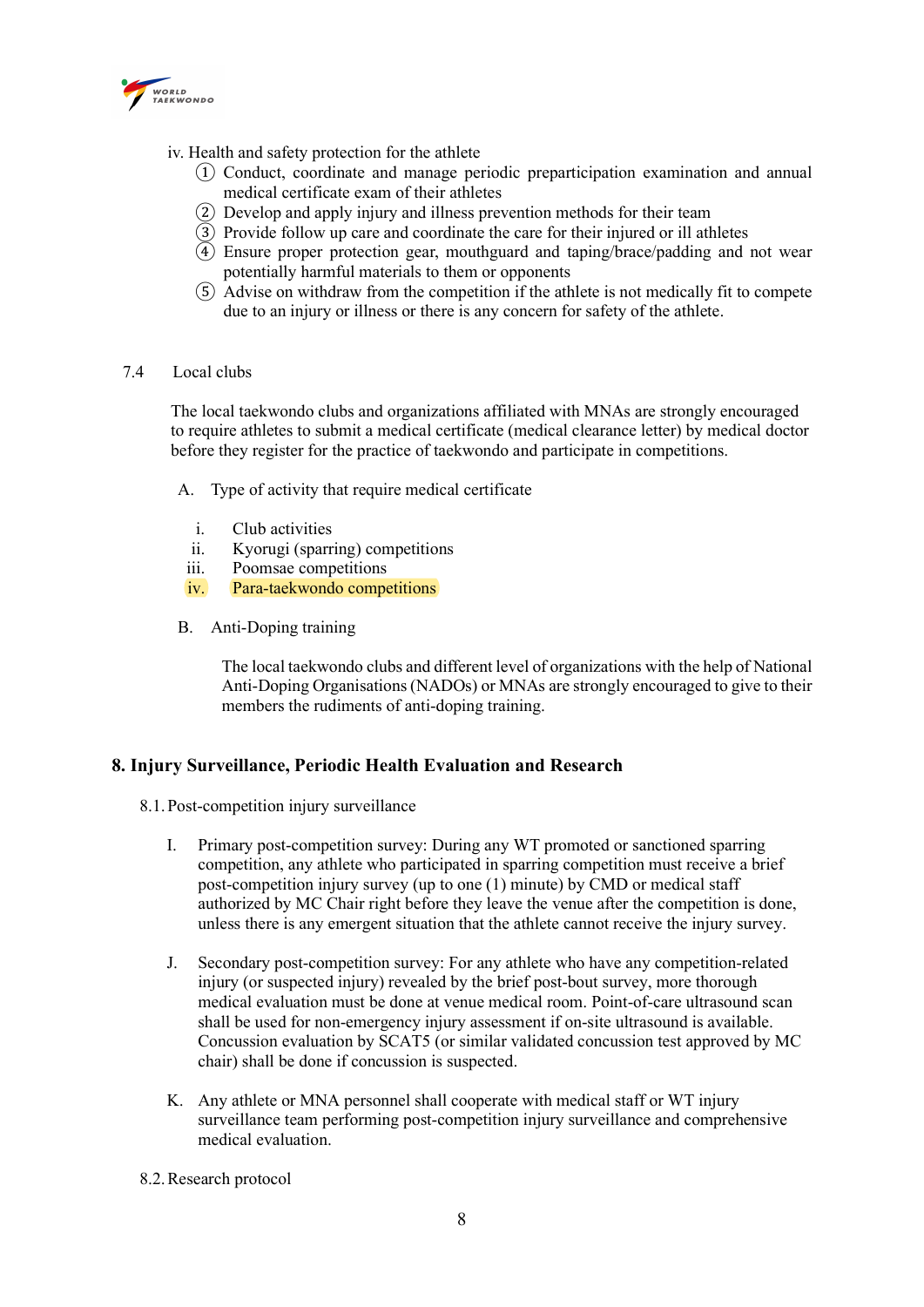iv. Health and safety protection for the athlete

① Conduct, coordinate and manage periodic preparticipation examination and annual medical certificate exam of their athletes
② Develop and apply injury and illness prevention methods for their team
③ Provide follow up care and coordinate the care for their injured or ill athletes
④ Ensure proper protection gear, mouthguard and taping/brace/padding and not wear potentially harmful materials to them or opponents
⑤ Advise on withdraw from the competition if the athlete is not medically fit to compete due to an injury or illness or there is any concern for safety of the athlete.

7.4 Local clubs

The local taekwondo clubs and organizations affiliated with MNAs are strongly encouraged to require athletes to submit a medical certificate (medical clearance letter) by medical doctor before they register for the practice of taekwondo and participate in competitions.

A. Type of activity that require medical certificate

i. Club activities
ii. Kyorugi (sparring) competitions
iii. Poomsae competitions
iv. Para-taekwondo competitions

B. Anti-Doping training

The local taekwondo clubs and different level of organizations with the help of National Anti-Doping Organisations (NADOs) or MNAs are strongly encouraged to give to their members the rudiments of anti-doping training.

## 8. Injury Surveillance, Periodic Health Evaluation and Research

8.1. Post-competition injury surveillance

I. Primary post-competition survey: During any WT promoted or sanctioned sparring competition, any athlete who participated in sparring competition must receive a brief post-competition injury survey (up to one (1) minute) by CMD or medical staff authorized by MC Chair right before they leave the venue after the competition is done, unless there is any emergent situation that the athlete cannot receive the injury survey.

J. Secondary post-competition survey: For any athlete who have any competition-related injury (or suspected injury) revealed by the brief post-bout survey, more thorough medical evaluation must be done at venue medical room. Point-of-care ultrasound scan shall be used for non-emergency injury assessment if on-site ultrasound is available. Concussion evaluation by SCAT5 (or similar validated concussion test approved by MC chair) shall be done if concussion is suspected.

K. Any athlete or MNA personnel shall cooperate with medical staff or WT injury surveillance team performing post-competition injury surveillance and comprehensive medical evaluation.

8.2. Research protocol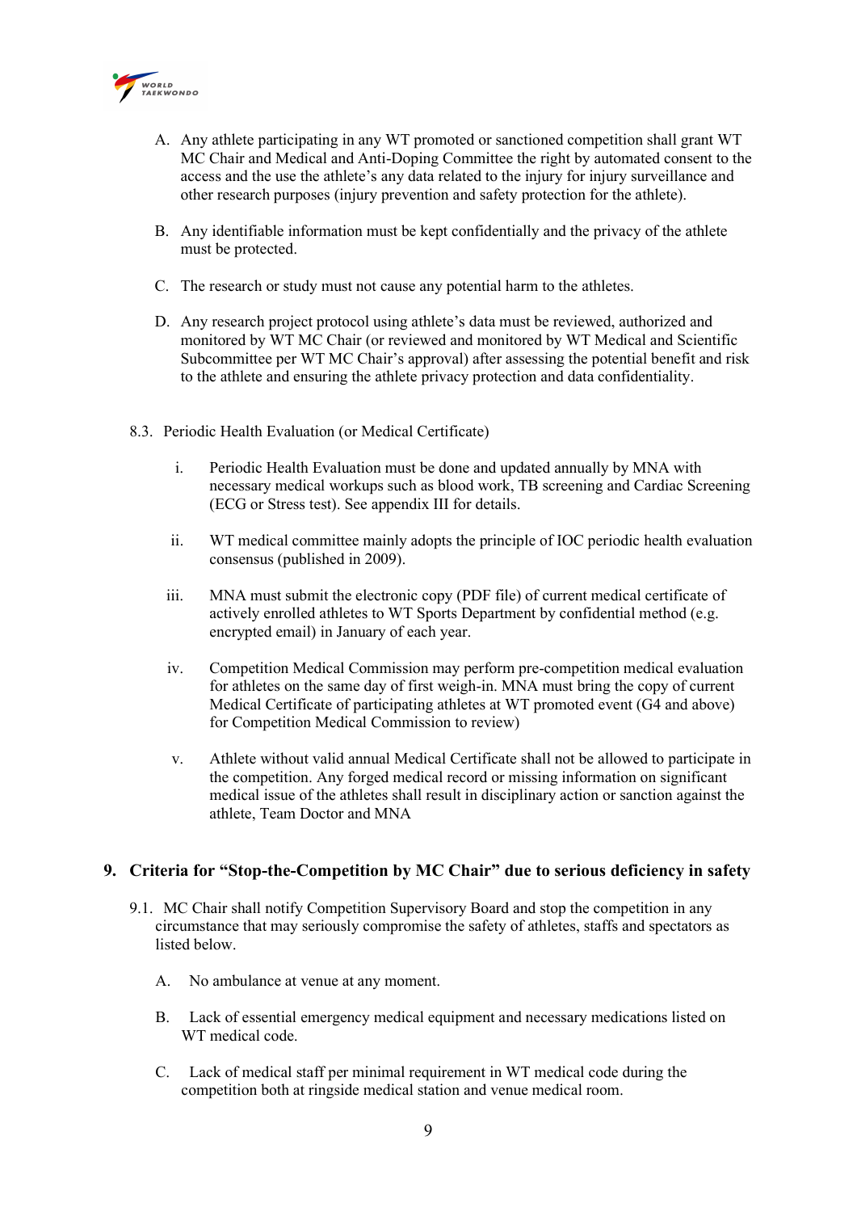A. Any athlete participating in any WT promoted or sanctioned competition shall grant WT MC Chair and Medical and Anti-Doping Committee the right by automated consent to the access and the use the athlete's any data related to the injury for injury surveillance and other research purposes (injury prevention and safety protection for the athlete).

B. Any identifiable information must be kept confidentially and the privacy of the athlete must be protected.

C. The research or study must not cause any potential harm to the athletes.

D. Any research project protocol using athlete's data must be reviewed, authorized and monitored by WT MC Chair (or reviewed and monitored by WT Medical and Scientific Subcommittee per WT MC Chair's approval) after assessing the potential benefit and risk to the athlete and ensuring the athlete privacy protection and data confidentiality.

8.3. Periodic Health Evaluation (or Medical Certificate)

i. Periodic Health Evaluation must be done and updated annually by MNA with necessary medical workups such as blood work, TB screening and Cardiac Screening (ECG or Stress test). See appendix III for details.

ii. WT medical committee mainly adopts the principle of IOC periodic health evaluation consensus (published in 2009).

iii. MNA must submit the electronic copy (PDF file) of current medical certificate of actively enrolled athletes to WT Sports Department by confidential method (e.g. encrypted email) in January of each year.

iv. Competition Medical Commission may perform pre-competition medical evaluation for athletes on the same day of first weigh-in. MNA must bring the copy of current Medical Certificate of participating athletes at WT promoted event (G4 and above) for Competition Medical Commission to review)

v. Athlete without valid annual Medical Certificate shall not be allowed to participate in the competition. Any forged medical record or missing information on significant medical issue of the athletes shall result in disciplinary action or sanction against the athlete, Team Doctor and MNA

## 9. Criteria for "Stop-the-Competition by MC Chair" due to serious deficiency in safety

9.1. MC Chair shall notify Competition Supervisory Board and stop the competition in any circumstance that may seriously compromise the safety of athletes, staffs and spectators as listed below.

A. No ambulance at venue at any moment.

B. Lack of essential emergency medical equipment and necessary medications listed on WT medical code.

C. Lack of medical staff per minimal requirement in WT medical code during the competition both at ringside medical station and venue medical room.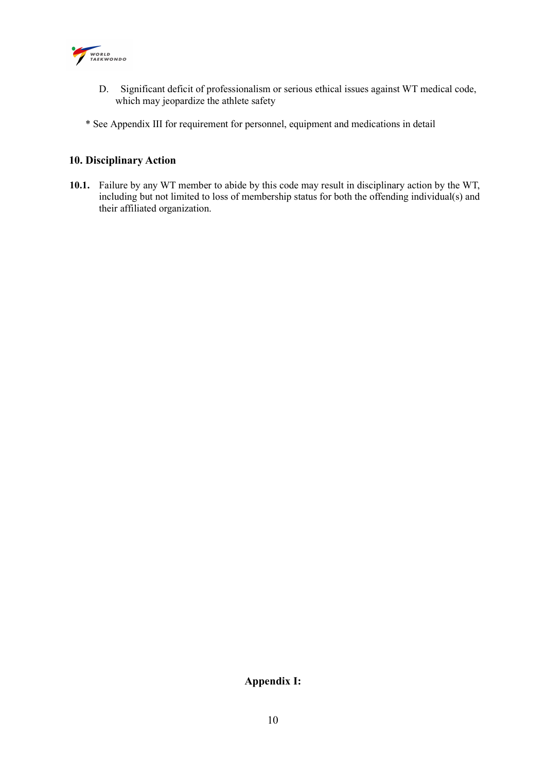D. Significant deficit of professionalism or serious ethical issues against WT medical code, which may jeopardize the athlete safety

* See Appendix III for requirement for personnel, equipment and medications in detail

## 10. Disciplinary Action

**10.1.** Failure by any WT member to abide by this code may result in disciplinary action by the WT, including but not limited to loss of membership status for both the offending individual(s) and their affiliated organization.

## Appendix I: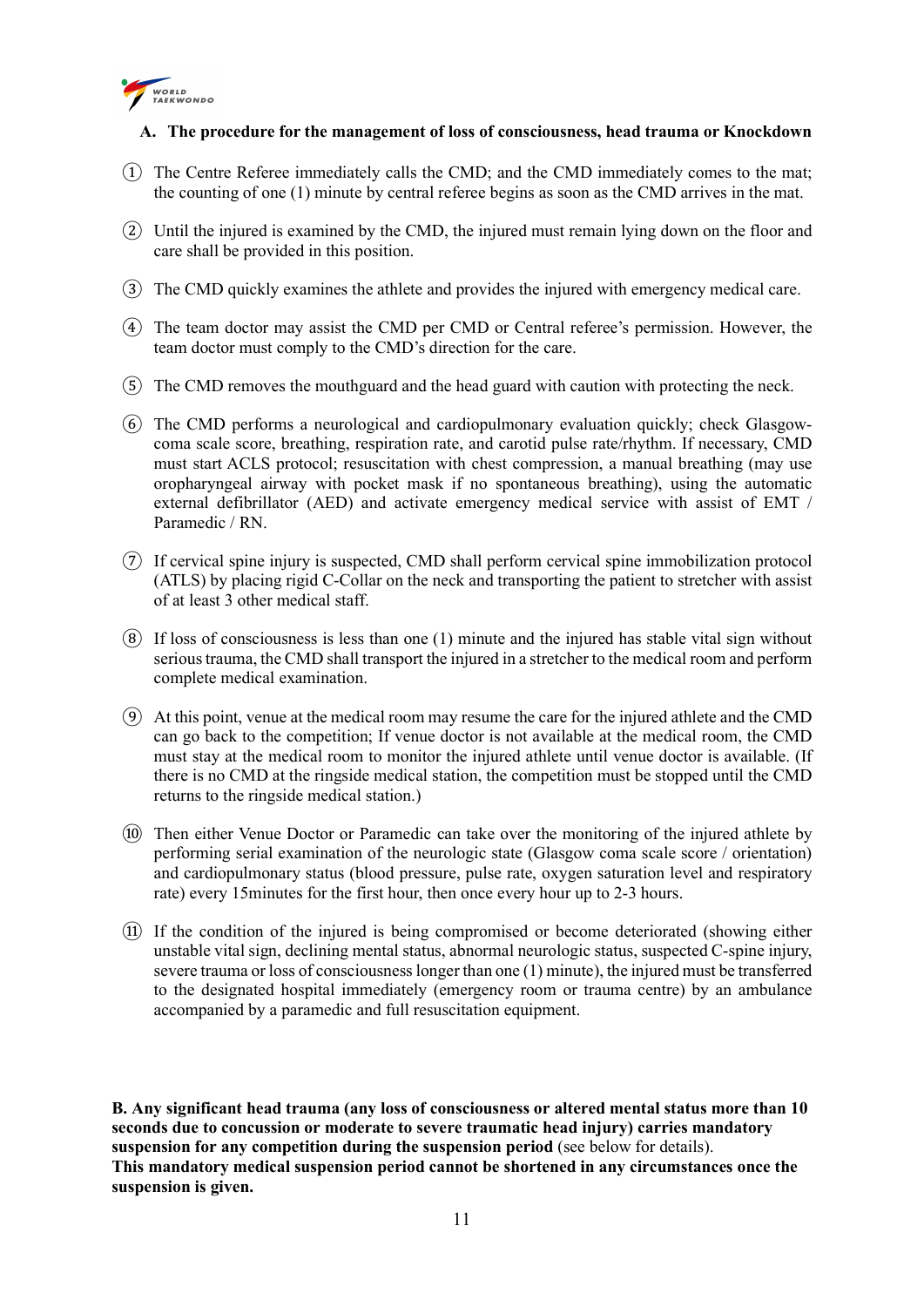### A. The procedure for the management of loss of consciousness, head trauma or Knockdown

① The Centre Referee immediately calls the CMD; and the CMD immediately comes to the mat; the counting of one (1) minute by central referee begins as soon as the CMD arrives in the mat.

② Until the injured is examined by the CMD, the injured must remain lying down on the floor and care shall be provided in this position.

③ The CMD quickly examines the athlete and provides the injured with emergency medical care.

④ The team doctor may assist the CMD per CMD or Central referee's permission. However, the team doctor must comply to the CMD's direction for the care.

⑤ The CMD removes the mouthguard and the head guard with caution with protecting the neck.

⑥ The CMD performs a neurological and cardiopulmonary evaluation quickly; check Glasgow-coma scale score, breathing, respiration rate, and carotid pulse rate/rhythm. If necessary, CMD must start ACLS protocol; resuscitation with chest compression, a manual breathing (may use oropharyngeal airway with pocket mask if no spontaneous breathing), using the automatic external defibrillator (AED) and activate emergency medical service with assist of EMT / Paramedic / RN.

⑦ If cervical spine injury is suspected, CMD shall perform cervical spine immobilization protocol (ATLS) by placing rigid C-Collar on the neck and transporting the patient to stretcher with assist of at least 3 other medical staff.

⑧ If loss of consciousness is less than one (1) minute and the injured has stable vital sign without serious trauma, the CMD shall transport the injured in a stretcher to the medical room and perform complete medical examination.

⑨ At this point, venue at the medical room may resume the care for the injured athlete and the CMD can go back to the competition; If venue doctor is not available at the medical room, the CMD must stay at the medical room to monitor the injured athlete until venue doctor is available. (If there is no CMD at the ringside medical station, the competition must be stopped until the CMD returns to the ringside medical station.)

⑩ Then either Venue Doctor or Paramedic can take over the monitoring of the injured athlete by performing serial examination of the neurologic state (Glasgow coma scale score / orientation) and cardiopulmonary status (blood pressure, pulse rate, oxygen saturation level and respiratory rate) every 15minutes for the first hour, then once every hour up to 2-3 hours.

⑪ If the condition of the injured is being compromised or become deteriorated (showing either unstable vital sign, declining mental status, abnormal neurologic status, suspected C-spine injury, severe trauma or loss of consciousness longer than one (1) minute), the injured must be transferred to the designated hospital immediately (emergency room or trauma centre) by an ambulance accompanied by a paramedic and full resuscitation equipment.

**B. Any significant head trauma (any loss of consciousness or altered mental status more than 10 seconds due to concussion or moderate to severe traumatic head injury) carries mandatory suspension for any competition during the suspension period** (see below for details).
**This mandatory medical suspension period cannot be shortened in any circumstances once the suspension is given.**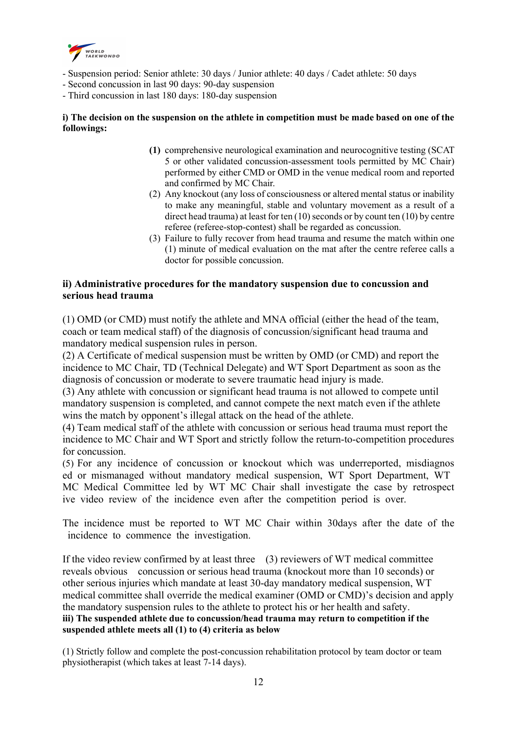- Suspension period: Senior athlete: 30 days / Junior athlete: 40 days / Cadet athlete: 50 days
- Second concussion in last 90 days: 90-day suspension
- Third concussion in last 180 days: 180-day suspension

**i) The decision on the suspension on the athlete in competition must be made based on one of the followings:**

**(1)** comprehensive neurological examination and neurocognitive testing (SCAT 5 or other validated concussion-assessment tools permitted by MC Chair) performed by either CMD or OMD in the venue medical room and reported and confirmed by MC Chair.

(2) Any knockout (any loss of consciousness or altered mental status or inability to make any meaningful, stable and voluntary movement as a result of a direct head trauma) at least for ten (10) seconds or by count ten (10) by centre referee (referee-stop-contest) shall be regarded as concussion.

(3) Failure to fully recover from head trauma and resume the match within one (1) minute of medical evaluation on the mat after the centre referee calls a doctor for possible concussion.

**ii) Administrative procedures for the mandatory suspension due to concussion and serious head trauma**

(1) OMD (or CMD) must notify the athlete and MNA official (either the head of the team, coach or team medical staff) of the diagnosis of concussion/significant head trauma and mandatory medical suspension rules in person.
(2) A Certificate of medical suspension must be written by OMD (or CMD) and report the incidence to MC Chair, TD (Technical Delegate) and WT Sport Department as soon as the diagnosis of concussion or moderate to severe traumatic head injury is made.
(3) Any athlete with concussion or significant head trauma is not allowed to compete until mandatory suspension is completed, and cannot compete the next match even if the athlete wins the match by opponent's illegal attack on the head of the athlete.
(4) Team medical staff of the athlete with concussion or serious head trauma must report the incidence to MC Chair and WT Sport and strictly follow the return-to-competition procedures for concussion.
(5) For any incidence of concussion or knockout which was underreported, misdiagnosed or mismanaged without mandatory medical suspension, WT Sport Department, WT MC Medical Committee led by WT MC Chair shall investigate the case by retrospective video review of the incidence even after the competition period is over.

The incidence must be reported to WT MC Chair within 30days after the date of the incidence to commence the investigation.

If the video review confirmed by at least three (3) reviewers of WT medical committee reveals obvious concussion or serious head trauma (knockout more than 10 seconds) or other serious injuries which mandate at least 30-day mandatory medical suspension, WT medical committee shall override the medical examiner (OMD or CMD)'s decision and apply the mandatory suspension rules to the athlete to protect his or her health and safety.

**iii) The suspended athlete due to concussion/head trauma may return to competition if the suspended athlete meets all (1) to (4) criteria as below**

(1) Strictly follow and complete the post-concussion rehabilitation protocol by team doctor or team physiotherapist (which takes at least 7-14 days).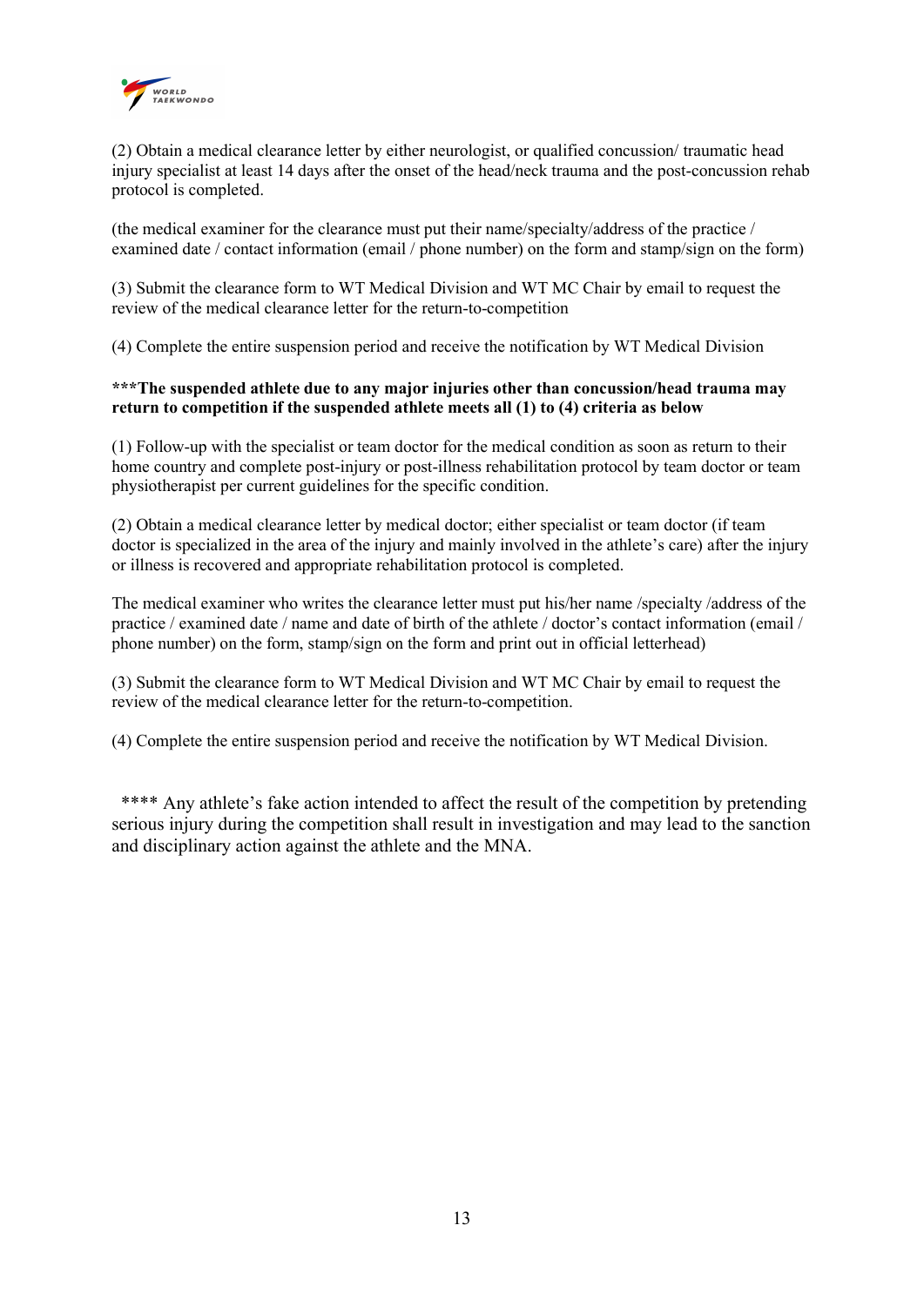(2) Obtain a medical clearance letter by either neurologist, or qualified concussion/ traumatic head injury specialist at least 14 days after the onset of the head/neck trauma and the post-concussion rehab protocol is completed.

(the medical examiner for the clearance must put their name/specialty/address of the practice / examined date / contact information (email / phone number) on the form and stamp/sign on the form)

(3) Submit the clearance form to WT Medical Division and WT MC Chair by email to request the review of the medical clearance letter for the return-to-competition

(4) Complete the entire suspension period and receive the notification by WT Medical Division

**\*\*\*The suspended athlete due to any major injuries other than concussion/head trauma may return to competition if the suspended athlete meets all (1) to (4) criteria as below**

(1) Follow-up with the specialist or team doctor for the medical condition as soon as return to their home country and complete post-injury or post-illness rehabilitation protocol by team doctor or team physiotherapist per current guidelines for the specific condition.

(2) Obtain a medical clearance letter by medical doctor; either specialist or team doctor (if team doctor is specialized in the area of the injury and mainly involved in the athlete's care) after the injury or illness is recovered and appropriate rehabilitation protocol is completed.

The medical examiner who writes the clearance letter must put his/her name /specialty /address of the practice / examined date / name and date of birth of the athlete / doctor's contact information (email / phone number) on the form, stamp/sign on the form and print out in official letterhead)

(3) Submit the clearance form to WT Medical Division and WT MC Chair by email to request the review of the medical clearance letter for the return-to-competition.

(4) Complete the entire suspension period and receive the notification by WT Medical Division.

\*\*\*\* Any athlete's fake action intended to affect the result of the competition by pretending serious injury during the competition shall result in investigation and may lead to the sanction and disciplinary action against the athlete and the MNA.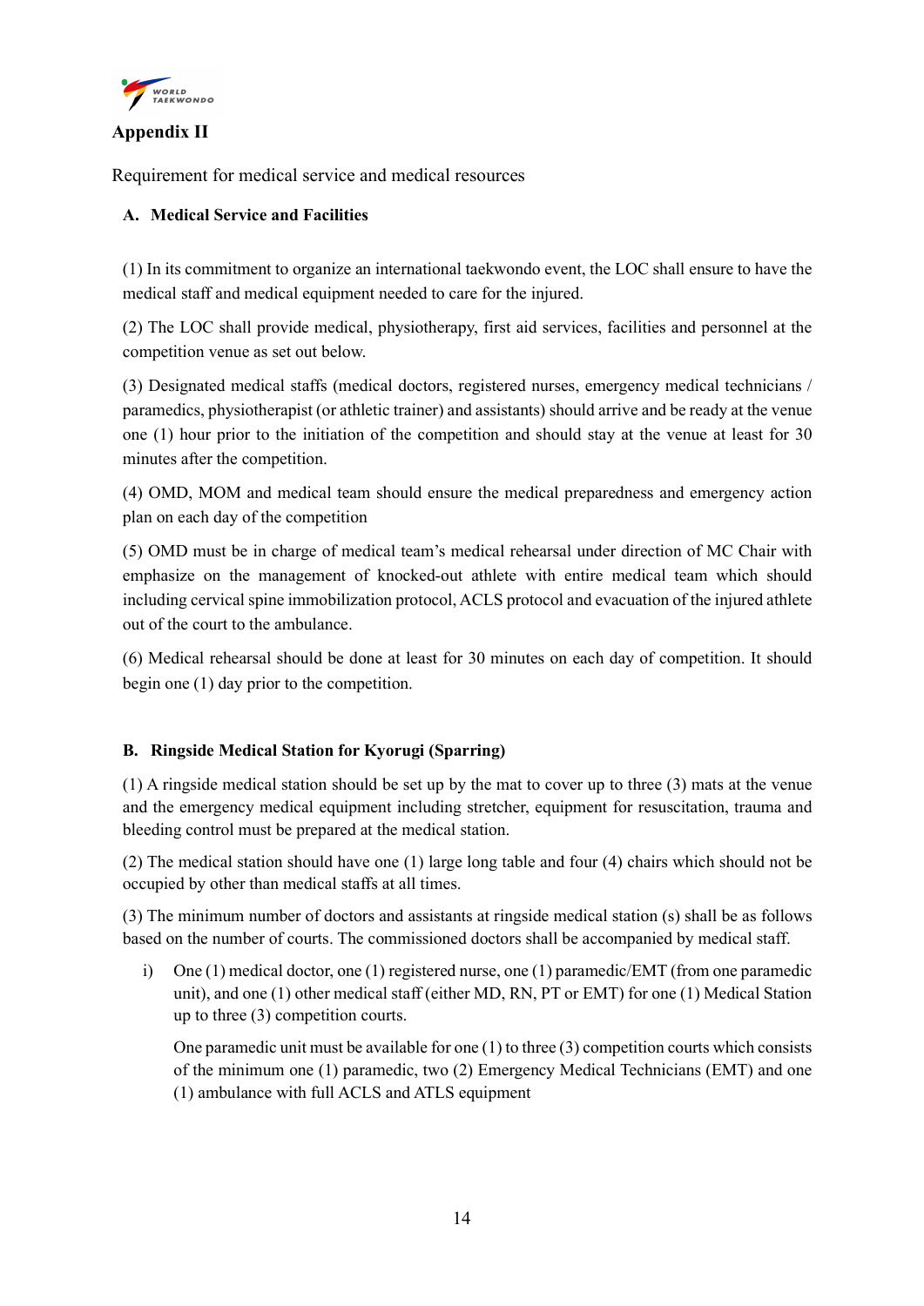## Appendix II

Requirement for medical service and medical resources

### A. Medical Service and Facilities

(1) In its commitment to organize an international taekwondo event, the LOC shall ensure to have the medical staff and medical equipment needed to care for the injured.

(2) The LOC shall provide medical, physiotherapy, first aid services, facilities and personnel at the competition venue as set out below.

(3) Designated medical staffs (medical doctors, registered nurses, emergency medical technicians / paramedics, physiotherapist (or athletic trainer) and assistants) should arrive and be ready at the venue one (1) hour prior to the initiation of the competition and should stay at the venue at least for 30 minutes after the competition.

(4) OMD, MOM and medical team should ensure the medical preparedness and emergency action plan on each day of the competition

(5) OMD must be in charge of medical team's medical rehearsal under direction of MC Chair with emphasize on the management of knocked-out athlete with entire medical team which should including cervical spine immobilization protocol, ACLS protocol and evacuation of the injured athlete out of the court to the ambulance.

(6) Medical rehearsal should be done at least for 30 minutes on each day of competition. It should begin one (1) day prior to the competition.

### B. Ringside Medical Station for Kyorugi (Sparring)

(1) A ringside medical station should be set up by the mat to cover up to three (3) mats at the venue and the emergency medical equipment including stretcher, equipment for resuscitation, trauma and bleeding control must be prepared at the medical station.

(2) The medical station should have one (1) large long table and four (4) chairs which should not be occupied by other than medical staffs at all times.

(3) The minimum number of doctors and assistants at ringside medical station (s) shall be as follows based on the number of courts. The commissioned doctors shall be accompanied by medical staff.

i) One (1) medical doctor, one (1) registered nurse, one (1) paramedic/EMT (from one paramedic unit), and one (1) other medical staff (either MD, RN, PT or EMT) for one (1) Medical Station up to three (3) competition courts.

   One paramedic unit must be available for one (1) to three (3) competition courts which consists of the minimum one (1) paramedic, two (2) Emergency Medical Technicians (EMT) and one (1) ambulance with full ACLS and ATLS equipment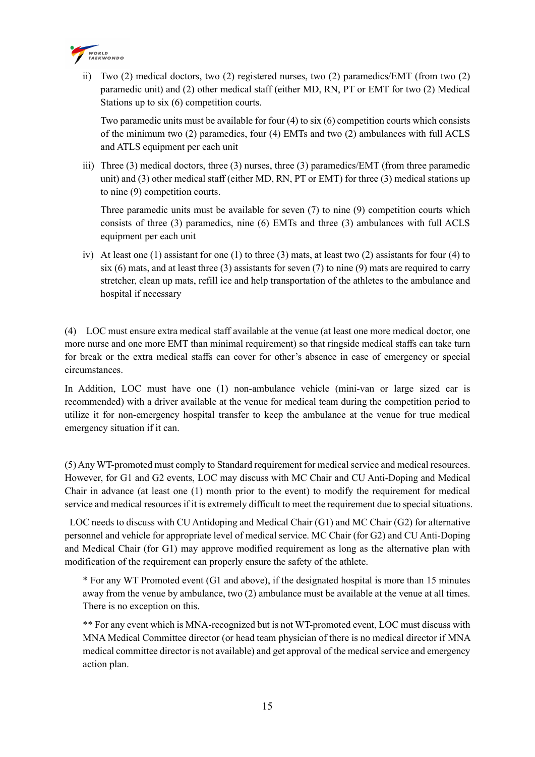ii) Two (2) medical doctors, two (2) registered nurses, two (2) paramedics/EMT (from two (2) paramedic unit) and (2) other medical staff (either MD, RN, PT or EMT for two (2) Medical Stations up to six (6) competition courts.

    Two paramedic units must be available for four (4) to six (6) competition courts which consists of the minimum two (2) paramedics, four (4) EMTs and two (2) ambulances with full ACLS and ATLS equipment per each unit

iii) Three (3) medical doctors, three (3) nurses, three (3) paramedics/EMT (from three paramedic unit) and (3) other medical staff (either MD, RN, PT or EMT) for three (3) medical stations up to nine (9) competition courts.

    Three paramedic units must be available for seven (7) to nine (9) competition courts which consists of three (3) paramedics, nine (6) EMTs and three (3) ambulances with full ACLS equipment per each unit

iv) At least one (1) assistant for one (1) to three (3) mats, at least two (2) assistants for four (4) to six (6) mats, and at least three (3) assistants for seven (7) to nine (9) mats are required to carry stretcher, clean up mats, refill ice and help transportation of the athletes to the ambulance and hospital if necessary

(4) LOC must ensure extra medical staff available at the venue (at least one more medical doctor, one more nurse and one more EMT than minimal requirement) so that ringside medical staffs can take turn for break or the extra medical staffs can cover for other's absence in case of emergency or special circumstances.

In Addition, LOC must have one (1) non-ambulance vehicle (mini-van or large sized car is recommended) with a driver available at the venue for medical team during the competition period to utilize it for non-emergency hospital transfer to keep the ambulance at the venue for true medical emergency situation if it can.

(5) Any WT-promoted must comply to Standard requirement for medical service and medical resources. However, for G1 and G2 events, LOC may discuss with MC Chair and CU Anti-Doping and Medical Chair in advance (at least one (1) month prior to the event) to modify the requirement for medical service and medical resources if it is extremely difficult to meet the requirement due to special situations.

LOC needs to discuss with CU Antidoping and Medical Chair (G1) and MC Chair (G2) for alternative personnel and vehicle for appropriate level of medical service. MC Chair (for G2) and CU Anti-Doping and Medical Chair (for G1) may approve modified requirement as long as the alternative plan with modification of the requirement can properly ensure the safety of the athlete.

\* For any WT Promoted event (G1 and above), if the designated hospital is more than 15 minutes away from the venue by ambulance, two (2) ambulance must be available at the venue at all times. There is no exception on this.

\*\* For any event which is MNA-recognized but is not WT-promoted event, LOC must discuss with MNA Medical Committee director (or head team physician of there is no medical director if MNA medical committee director is not available) and get approval of the medical service and emergency action plan.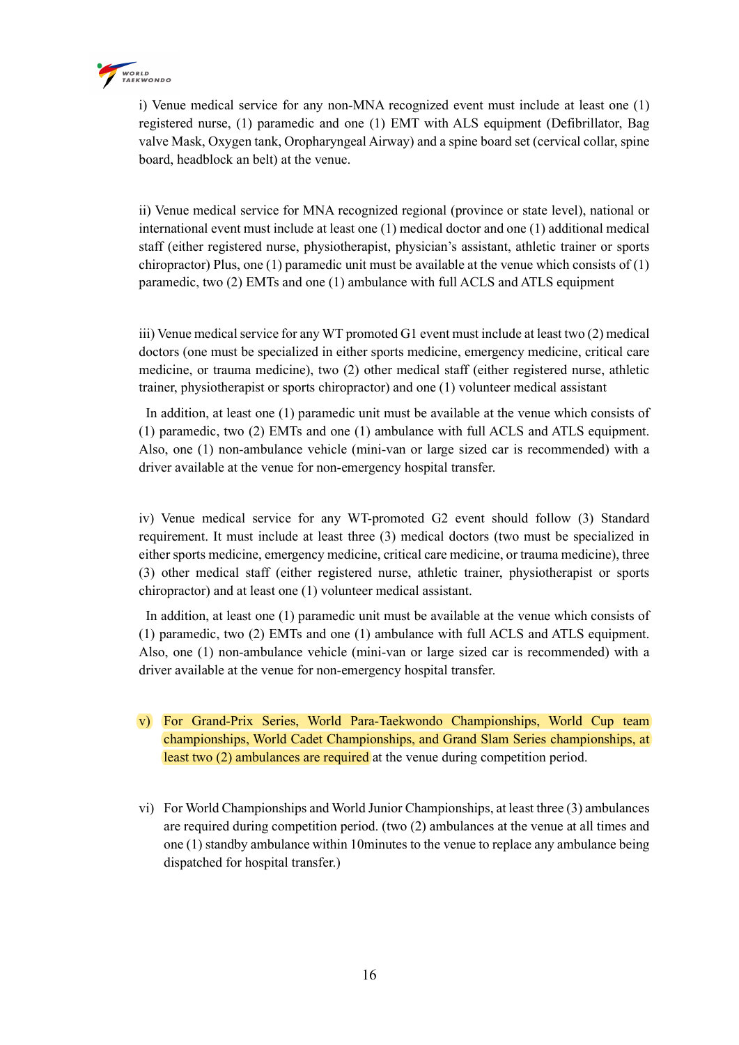i) Venue medical service for any non-MNA recognized event must include at least one (1) registered nurse, (1) paramedic and one (1) EMT with ALS equipment (Defibrillator, Bag valve Mask, Oxygen tank, Oropharyngeal Airway) and a spine board set (cervical collar, spine board, headblock an belt) at the venue.

ii) Venue medical service for MNA recognized regional (province or state level), national or international event must include at least one (1) medical doctor and one (1) additional medical staff (either registered nurse, physiotherapist, physician's assistant, athletic trainer or sports chiropractor) Plus, one (1) paramedic unit must be available at the venue which consists of (1) paramedic, two (2) EMTs and one (1) ambulance with full ACLS and ATLS equipment

iii) Venue medical service for any WT promoted G1 event must include at least two (2) medical doctors (one must be specialized in either sports medicine, emergency medicine, critical care medicine, or trauma medicine), two (2) other medical staff (either registered nurse, athletic trainer, physiotherapist or sports chiropractor) and one (1) volunteer medical assistant

In addition, at least one (1) paramedic unit must be available at the venue which consists of (1) paramedic, two (2) EMTs and one (1) ambulance with full ACLS and ATLS equipment. Also, one (1) non-ambulance vehicle (mini-van or large sized car is recommended) with a driver available at the venue for non-emergency hospital transfer.

iv) Venue medical service for any WT-promoted G2 event should follow (3) Standard requirement. It must include at least three (3) medical doctors (two must be specialized in either sports medicine, emergency medicine, critical care medicine, or trauma medicine), three (3) other medical staff (either registered nurse, athletic trainer, physiotherapist or sports chiropractor) and at least one (1) volunteer medical assistant.

In addition, at least one (1) paramedic unit must be available at the venue which consists of (1) paramedic, two (2) EMTs and one (1) ambulance with full ACLS and ATLS equipment. Also, one (1) non-ambulance vehicle (mini-van or large sized car is recommended) with a driver available at the venue for non-emergency hospital transfer.

v) For Grand-Prix Series, World Para-Taekwondo Championships, World Cup team championships, World Cadet Championships, and Grand Slam Series championships, at least two (2) ambulances are required at the venue during competition period.

vi) For World Championships and World Junior Championships, at least three (3) ambulances are required during competition period. (two (2) ambulances at the venue at all times and one (1) standby ambulance within 10minutes to the venue to replace any ambulance being dispatched for hospital transfer.)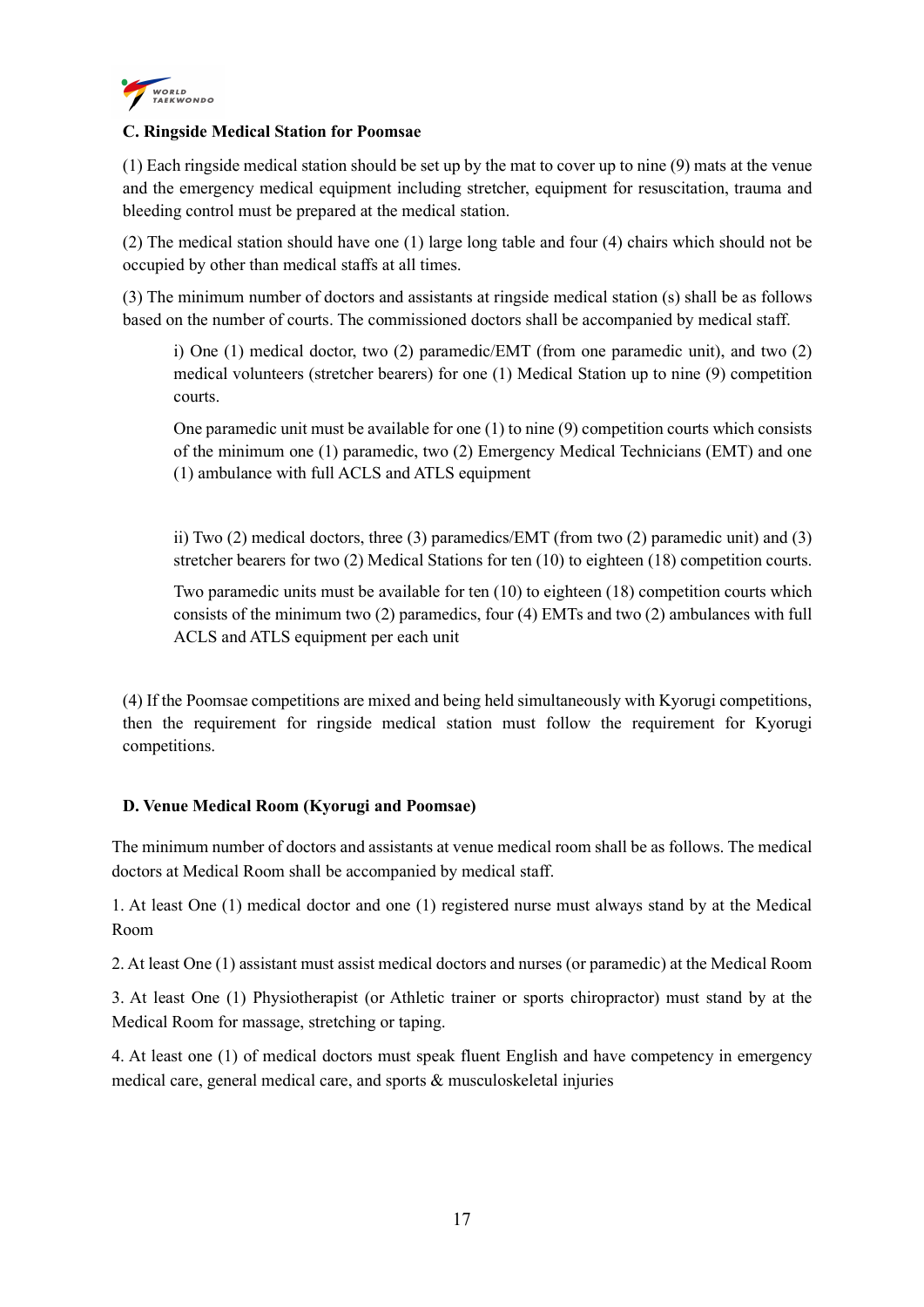### C. Ringside Medical Station for Poomsae

(1) Each ringside medical station should be set up by the mat to cover up to nine (9) mats at the venue and the emergency medical equipment including stretcher, equipment for resuscitation, trauma and bleeding control must be prepared at the medical station.

(2) The medical station should have one (1) large long table and four (4) chairs which should not be occupied by other than medical staffs at all times.

(3) The minimum number of doctors and assistants at ringside medical station (s) shall be as follows based on the number of courts. The commissioned doctors shall be accompanied by medical staff.

i) One (1) medical doctor, two (2) paramedic/EMT (from one paramedic unit), and two (2) medical volunteers (stretcher bearers) for one (1) Medical Station up to nine (9) competition courts.

One paramedic unit must be available for one (1) to nine (9) competition courts which consists of the minimum one (1) paramedic, two (2) Emergency Medical Technicians (EMT) and one (1) ambulance with full ACLS and ATLS equipment

ii) Two (2) medical doctors, three (3) paramedics/EMT (from two (2) paramedic unit) and (3) stretcher bearers for two (2) Medical Stations for ten (10) to eighteen (18) competition courts.

Two paramedic units must be available for ten (10) to eighteen (18) competition courts which consists of the minimum two (2) paramedics, four (4) EMTs and two (2) ambulances with full ACLS and ATLS equipment per each unit

(4) If the Poomsae competitions are mixed and being held simultaneously with Kyorugi competitions, then the requirement for ringside medical station must follow the requirement for Kyorugi competitions.

### D. Venue Medical Room (Kyorugi and Poomsae)

The minimum number of doctors and assistants at venue medical room shall be as follows. The medical doctors at Medical Room shall be accompanied by medical staff.

1. At least One (1) medical doctor and one (1) registered nurse must always stand by at the Medical Room

2. At least One (1) assistant must assist medical doctors and nurses (or paramedic) at the Medical Room

3. At least One (1) Physiotherapist (or Athletic trainer or sports chiropractor) must stand by at the Medical Room for massage, stretching or taping.

4. At least one (1) of medical doctors must speak fluent English and have competency in emergency medical care, general medical care, and sports & musculoskeletal injuries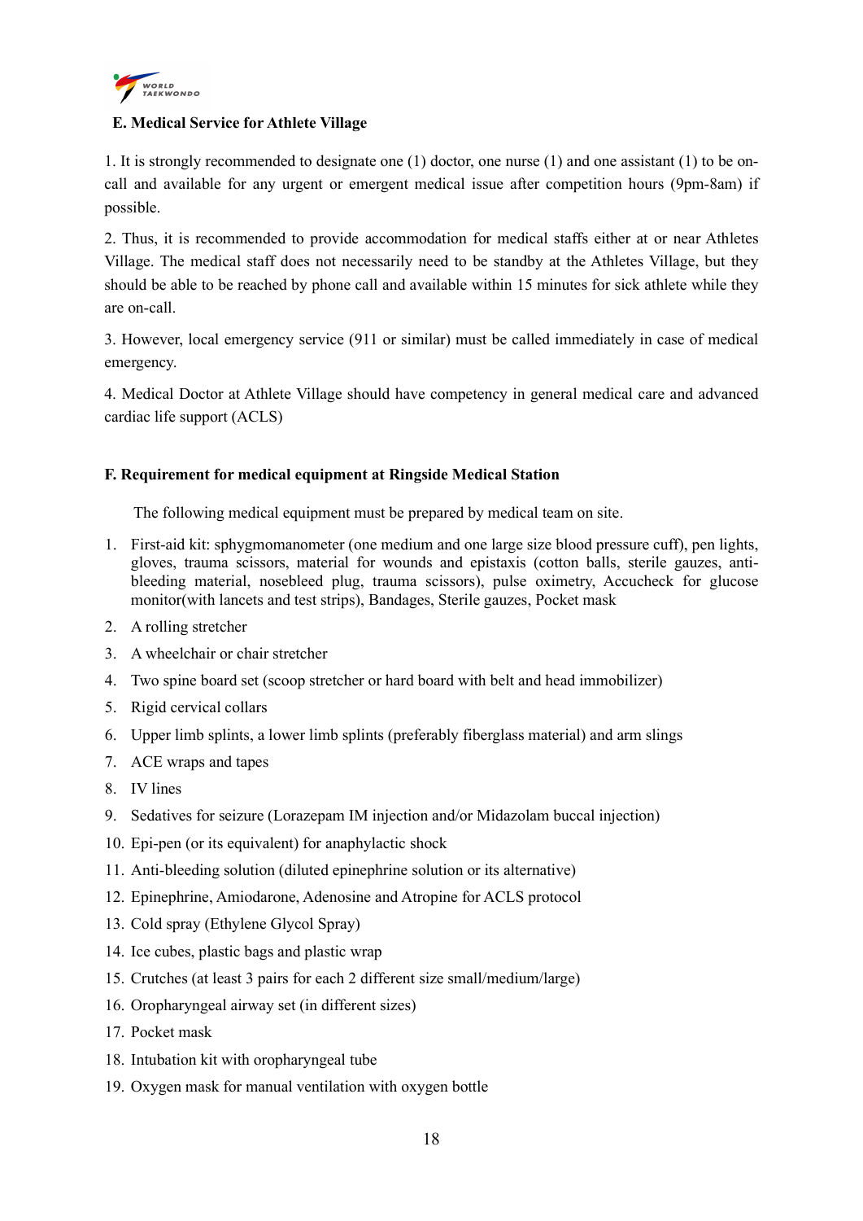### E. Medical Service for Athlete Village

1. It is strongly recommended to designate one (1) doctor, one nurse (1) and one assistant (1) to be on-call and available for any urgent or emergent medical issue after competition hours (9pm-8am) if possible.

2. Thus, it is recommended to provide accommodation for medical staffs either at or near Athletes Village. The medical staff does not necessarily need to be standby at the Athletes Village, but they should be able to be reached by phone call and available within 15 minutes for sick athlete while they are on-call.

3. However, local emergency service (911 or similar) must be called immediately in case of medical emergency.

4. Medical Doctor at Athlete Village should have competency in general medical care and advanced cardiac life support (ACLS)

### F. Requirement for medical equipment at Ringside Medical Station

The following medical equipment must be prepared by medical team on site.

1. First-aid kit: sphygmomanometer (one medium and one large size blood pressure cuff), pen lights, gloves, trauma scissors, material for wounds and epistaxis (cotton balls, sterile gauzes, anti-bleeding material, nosebleed plug, trauma scissors), pulse oximetry, Accucheck for glucose monitor(with lancets and test strips), Bandages, Sterile gauzes, Pocket mask
2. A rolling stretcher
3. A wheelchair or chair stretcher
4. Two spine board set (scoop stretcher or hard board with belt and head immobilizer)
5. Rigid cervical collars
6. Upper limb splints, a lower limb splints (preferably fiberglass material) and arm slings
7. ACE wraps and tapes
8. IV lines
9. Sedatives for seizure (Lorazepam IM injection and/or Midazolam buccal injection)
10. Epi-pen (or its equivalent) for anaphylactic shock
11. Anti-bleeding solution (diluted epinephrine solution or its alternative)
12. Epinephrine, Amiodarone, Adenosine and Atropine for ACLS protocol
13. Cold spray (Ethylene Glycol Spray)
14. Ice cubes, plastic bags and plastic wrap
15. Crutches (at least 3 pairs for each 2 different size small/medium/large)
16. Oropharyngeal airway set (in different sizes)
17. Pocket mask
18. Intubation kit with oropharyngeal tube
19. Oxygen mask for manual ventilation with oxygen bottle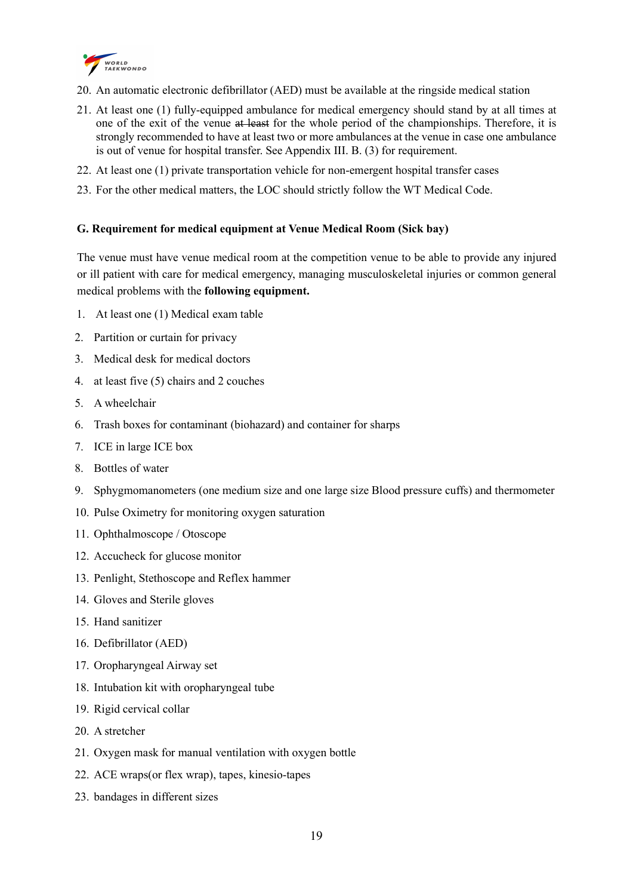20. An automatic electronic defibrillator (AED) must be available at the ringside medical station
21. At least one (1) fully-equipped ambulance for medical emergency should stand by at all times at one of the exit of the venue ~~at least~~ for the whole period of the championships. Therefore, it is strongly recommended to have at least two or more ambulances at the venue in case one ambulance is out of venue for hospital transfer. See Appendix III. B. (3) for requirement.
22. At least one (1) private transportation vehicle for non-emergent hospital transfer cases
23. For the other medical matters, the LOC should strictly follow the WT Medical Code.

**G. Requirement for medical equipment at Venue Medical Room (Sick bay)**

The venue must have venue medical room at the competition venue to be able to provide any injured or ill patient with care for medical emergency, managing musculoskeletal injuries or common general medical problems with the **following equipment.**

1. At least one (1) Medical exam table
2. Partition or curtain for privacy
3. Medical desk for medical doctors
4. at least five (5) chairs and 2 couches
5. A wheelchair
6. Trash boxes for contaminant (biohazard) and container for sharps
7. ICE in large ICE box
8. Bottles of water
9. Sphygmomanometers (one medium size and one large size Blood pressure cuffs) and thermometer
10. Pulse Oximetry for monitoring oxygen saturation
11. Ophthalmoscope / Otoscope
12. Accucheck for glucose monitor
13. Penlight, Stethoscope and Reflex hammer
14. Gloves and Sterile gloves
15. Hand sanitizer
16. Defibrillator (AED)
17. Oropharyngeal Airway set
18. Intubation kit with oropharyngeal tube
19. Rigid cervical collar
20. A stretcher
21. Oxygen mask for manual ventilation with oxygen bottle
22. ACE wraps(or flex wrap), tapes, kinesio-tapes
23. bandages in different sizes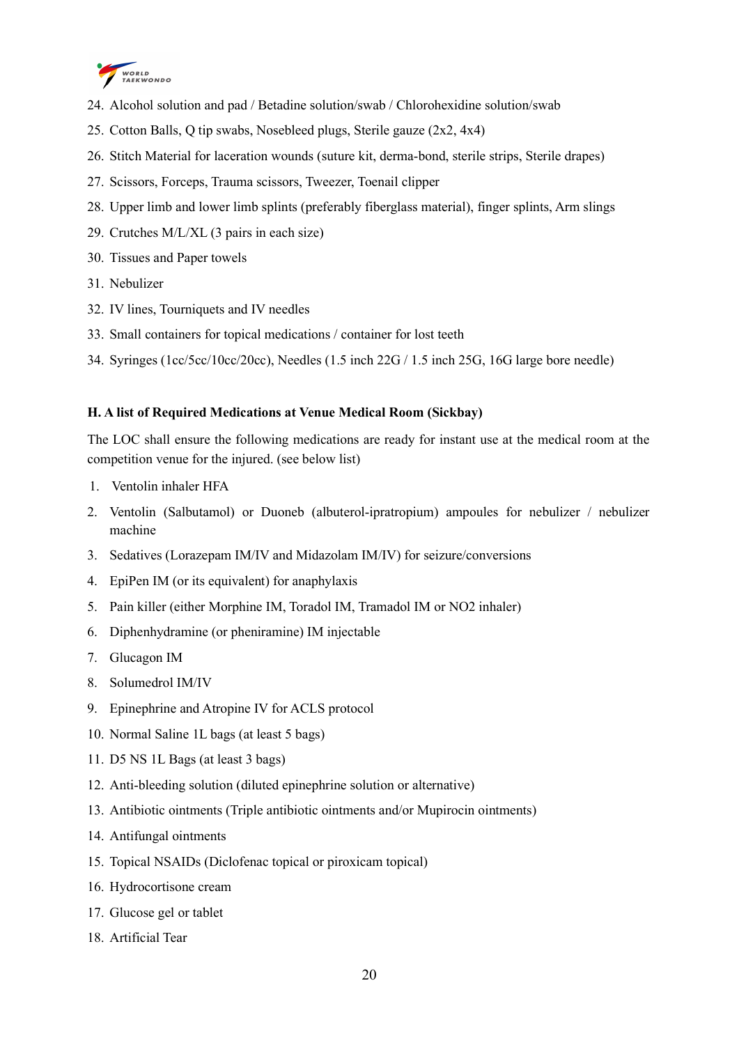24. Alcohol solution and pad / Betadine solution/swab / Chlorohexidine solution/swab
25. Cotton Balls, Q tip swabs, Nosebleed plugs, Sterile gauze (2x2, 4x4)
26. Stitch Material for laceration wounds (suture kit, derma-bond, sterile strips, Sterile drapes)
27. Scissors, Forceps, Trauma scissors, Tweezer, Toenail clipper
28. Upper limb and lower limb splints (preferably fiberglass material), finger splints, Arm slings
29. Crutches M/L/XL (3 pairs in each size)
30. Tissues and Paper towels
31. Nebulizer
32. IV lines, Tourniquets and IV needles
33. Small containers for topical medications / container for lost teeth
34. Syringes (1cc/5cc/10cc/20cc), Needles (1.5 inch 22G / 1.5 inch 25G, 16G large bore needle)

**H. A list of Required Medications at Venue Medical Room (Sickbay)**

The LOC shall ensure the following medications are ready for instant use at the medical room at the competition venue for the injured. (see below list)

1. Ventolin inhaler HFA
2. Ventolin (Salbutamol) or Duoneb (albuterol-ipratropium) ampoules for nebulizer / nebulizer machine
3. Sedatives (Lorazepam IM/IV and Midazolam IM/IV) for seizure/conversions
4. EpiPen IM (or its equivalent) for anaphylaxis
5. Pain killer (either Morphine IM, Toradol IM, Tramadol IM or NO2 inhaler)
6. Diphenhydramine (or pheniramine) IM injectable
7. Glucagon IM
8. Solumedrol IM/IV
9. Epinephrine and Atropine IV for ACLS protocol
10. Normal Saline 1L bags (at least 5 bags)
11. D5 NS 1L Bags (at least 3 bags)
12. Anti-bleeding solution (diluted epinephrine solution or alternative)
13. Antibiotic ointments (Triple antibiotic ointments and/or Mupirocin ointments)
14. Antifungal ointments
15. Topical NSAIDs (Diclofenac topical or piroxicam topical)
16. Hydrocortisone cream
17. Glucose gel or tablet
18. Artificial Tear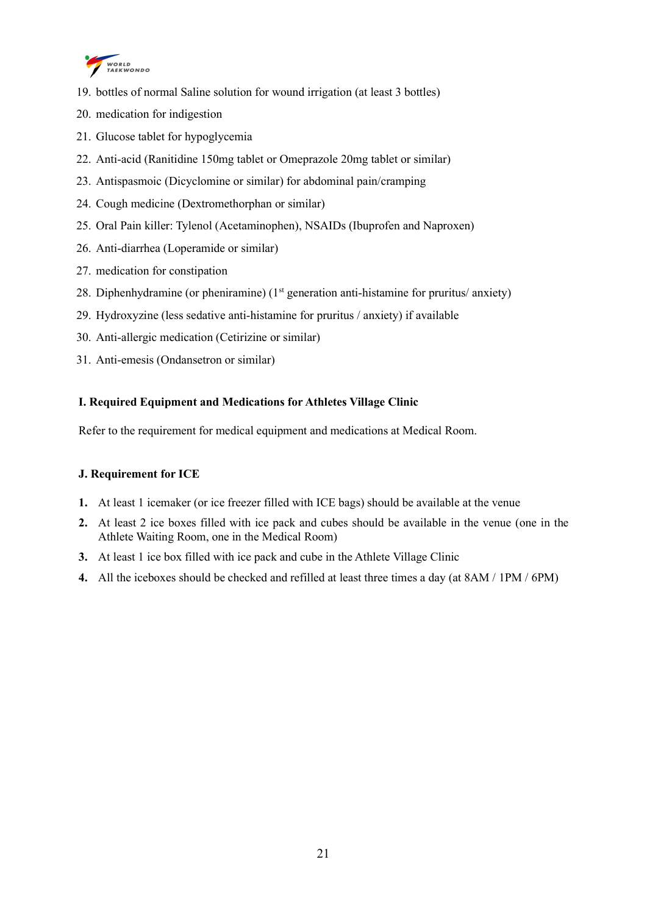19. bottles of normal Saline solution for wound irrigation (at least 3 bottles)
20. medication for indigestion
21. Glucose tablet for hypoglycemia
22. Anti-acid (Ranitidine 150mg tablet or Omeprazole 20mg tablet or similar)
23. Antispasmoic (Dicyclomine or similar) for abdominal pain/cramping
24. Cough medicine (Dextromethorphan or similar)
25. Oral Pain killer: Tylenol (Acetaminophen), NSAIDs (Ibuprofen and Naproxen)
26. Anti-diarrhea (Loperamide or similar)
27. medication for constipation
28. Diphenhydramine (or pheniramine) (1st generation anti-histamine for pruritus/ anxiety)
29. Hydroxyzine (less sedative anti-histamine for pruritus / anxiety) if available
30. Anti-allergic medication (Cetirizine or similar)
31. Anti-emesis (Ondansetron or similar)

**I. Required Equipment and Medications for Athletes Village Clinic**

Refer to the requirement for medical equipment and medications at Medical Room.

**J. Requirement for ICE**

1. At least 1 icemaker (or ice freezer filled with ICE bags) should be available at the venue
2. At least 2 ice boxes filled with ice pack and cubes should be available in the venue (one in the Athlete Waiting Room, one in the Medical Room)
3. At least 1 ice box filled with ice pack and cube in the Athlete Village Clinic
4. All the iceboxes should be checked and refilled at least three times a day (at 8AM / 1PM / 6PM)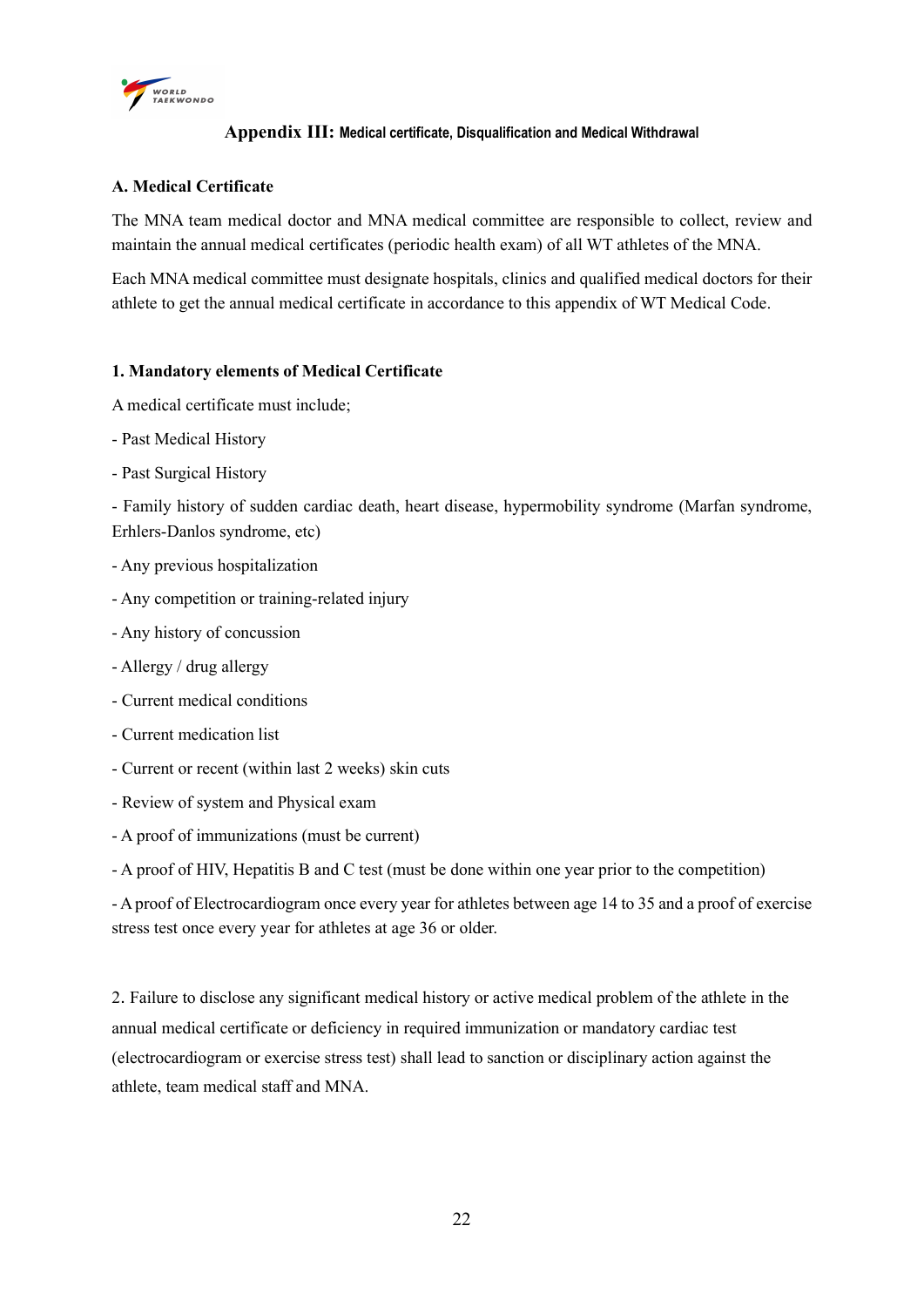## Appendix III: Medical certificate, Disqualification and Medical Withdrawal

### A. Medical Certificate

The MNA team medical doctor and MNA medical committee are responsible to collect, review and maintain the annual medical certificates (periodic health exam) of all WT athletes of the MNA.

Each MNA medical committee must designate hospitals, clinics and qualified medical doctors for their athlete to get the annual medical certificate in accordance to this appendix of WT Medical Code.

#### 1. Mandatory elements of Medical Certificate

A medical certificate must include;

- Past Medical History
- Past Surgical History
- Family history of sudden cardiac death, heart disease, hypermobility syndrome (Marfan syndrome, Erhlers-Danlos syndrome, etc)
- Any previous hospitalization
- Any competition or training-related injury
- Any history of concussion
- Allergy / drug allergy
- Current medical conditions
- Current medication list
- Current or recent (within last 2 weeks) skin cuts
- Review of system and Physical exam
- A proof of immunizations (must be current)
- A proof of HIV, Hepatitis B and C test (must be done within one year prior to the competition)
- A proof of Electrocardiogram once every year for athletes between age 14 to 35 and a proof of exercise stress test once every year for athletes at age 36 or older.

2. Failure to disclose any significant medical history or active medical problem of the athlete in the annual medical certificate or deficiency in required immunization or mandatory cardiac test (electrocardiogram or exercise stress test) shall lead to sanction or disciplinary action against the athlete, team medical staff and MNA.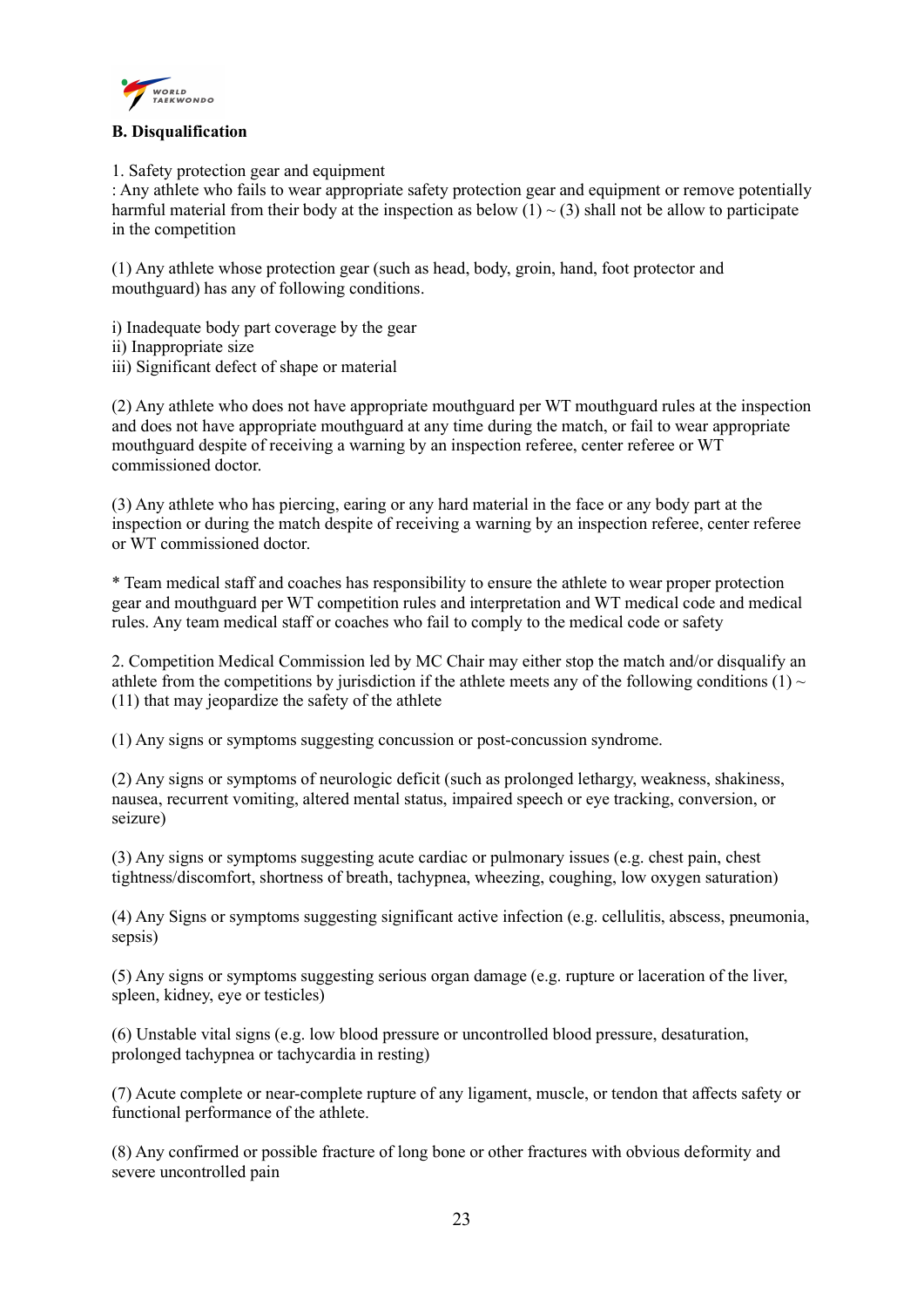**B. Disqualification**

1. Safety protection gear and equipment
: Any athlete who fails to wear appropriate safety protection gear and equipment or remove potentially harmful material from their body at the inspection as below (1) ~ (3) shall not be allow to participate in the competition

(1) Any athlete whose protection gear (such as head, body, groin, hand, foot protector and mouthguard) has any of following conditions.

i) Inadequate body part coverage by the gear
ii) Inappropriate size
iii) Significant defect of shape or material

(2) Any athlete who does not have appropriate mouthguard per WT mouthguard rules at the inspection and does not have appropriate mouthguard at any time during the match, or fail to wear appropriate mouthguard despite of receiving a warning by an inspection referee, center referee or WT commissioned doctor.

(3) Any athlete who has piercing, earing or any hard material in the face or any body part at the inspection or during the match despite of receiving a warning by an inspection referee, center referee or WT commissioned doctor.

* Team medical staff and coaches has responsibility to ensure the athlete to wear proper protection gear and mouthguard per WT competition rules and interpretation and WT medical code and medical rules. Any team medical staff or coaches who fail to comply to the medical code or safety

2. Competition Medical Commission led by MC Chair may either stop the match and/or disqualify an athlete from the competitions by jurisdiction if the athlete meets any of the following conditions (1) ~ (11) that may jeopardize the safety of the athlete

(1) Any signs or symptoms suggesting concussion or post-concussion syndrome.

(2) Any signs or symptoms of neurologic deficit (such as prolonged lethargy, weakness, shakiness, nausea, recurrent vomiting, altered mental status, impaired speech or eye tracking, conversion, or seizure)

(3) Any signs or symptoms suggesting acute cardiac or pulmonary issues (e.g. chest pain, chest tightness/discomfort, shortness of breath, tachypnea, wheezing, coughing, low oxygen saturation)

(4) Any Signs or symptoms suggesting significant active infection (e.g. cellulitis, abscess, pneumonia, sepsis)

(5) Any signs or symptoms suggesting serious organ damage (e.g. rupture or laceration of the liver, spleen, kidney, eye or testicles)

(6) Unstable vital signs (e.g. low blood pressure or uncontrolled blood pressure, desaturation, prolonged tachypnea or tachycardia in resting)

(7) Acute complete or near-complete rupture of any ligament, muscle, or tendon that affects safety or functional performance of the athlete.

(8) Any confirmed or possible fracture of long bone or other fractures with obvious deformity and severe uncontrolled pain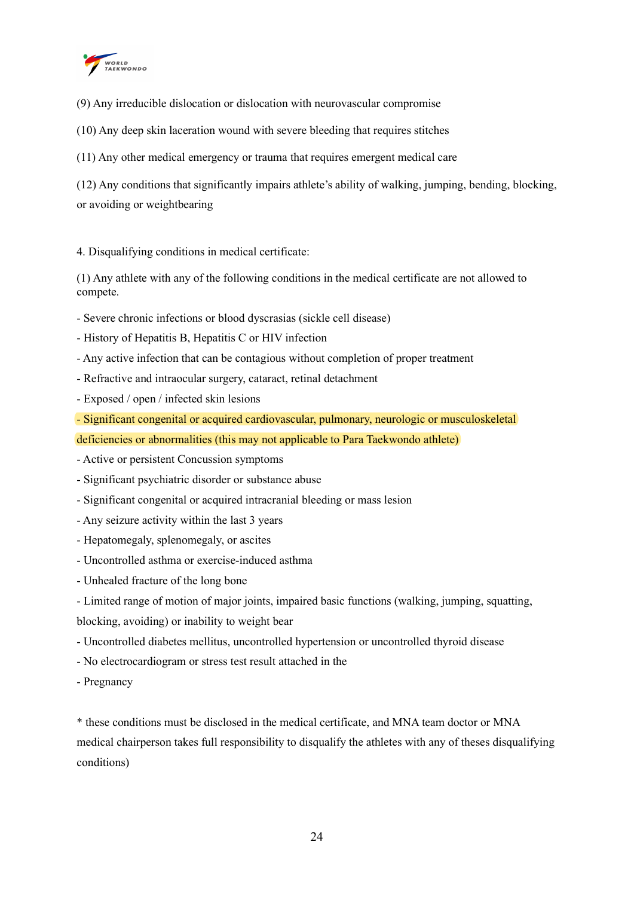(9) Any irreducible dislocation or dislocation with neurovascular compromise

(10) Any deep skin laceration wound with severe bleeding that requires stitches

(11) Any other medical emergency or trauma that requires emergent medical care

(12) Any conditions that significantly impairs athlete's ability of walking, jumping, bending, blocking, or avoiding or weightbearing

4. Disqualifying conditions in medical certificate:

(1) Any athlete with any of the following conditions in the medical certificate are not allowed to compete.

- Severe chronic infections or blood dyscrasias (sickle cell disease)
- History of Hepatitis B, Hepatitis C or HIV infection
- Any active infection that can be contagious without completion of proper treatment
- Refractive and intraocular surgery, cataract, retinal detachment
- Exposed / open / infected skin lesions
- Significant congenital or acquired cardiovascular, pulmonary, neurologic or musculoskeletal deficiencies or abnormalities (this may not applicable to Para Taekwondo athlete)
- Active or persistent Concussion symptoms
- Significant psychiatric disorder or substance abuse
- Significant congenital or acquired intracranial bleeding or mass lesion
- Any seizure activity within the last 3 years
- Hepatomegaly, splenomegaly, or ascites
- Uncontrolled asthma or exercise-induced asthma
- Unhealed fracture of the long bone
- Limited range of motion of major joints, impaired basic functions (walking, jumping, squatting, blocking, avoiding) or inability to weight bear
- Uncontrolled diabetes mellitus, uncontrolled hypertension or uncontrolled thyroid disease
- No electrocardiogram or stress test result attached in the
- Pregnancy

* these conditions must be disclosed in the medical certificate, and MNA team doctor or MNA medical chairperson takes full responsibility to disqualify the athletes with any of theses disqualifying conditions)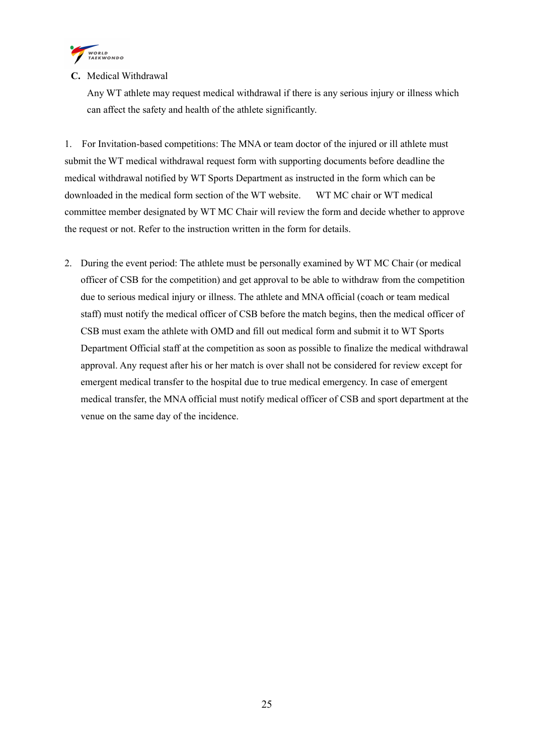**C.** Medical Withdrawal

Any WT athlete may request medical withdrawal if there is any serious injury or illness which can affect the safety and health of the athlete significantly.

1. For Invitation-based competitions: The MNA or team doctor of the injured or ill athlete must submit the WT medical withdrawal request form with supporting documents before deadline the medical withdrawal notified by WT Sports Department as instructed in the form which can be downloaded in the medical form section of the WT website. WT MC chair or WT medical committee member designated by WT MC Chair will review the form and decide whether to approve the request or not. Refer to the instruction written in the form for details.

2. During the event period: The athlete must be personally examined by WT MC Chair (or medical officer of CSB for the competition) and get approval to be able to withdraw from the competition due to serious medical injury or illness. The athlete and MNA official (coach or team medical staff) must notify the medical officer of CSB before the match begins, then the medical officer of CSB must exam the athlete with OMD and fill out medical form and submit it to WT Sports Department Official staff at the competition as soon as possible to finalize the medical withdrawal approval. Any request after his or her match is over shall not be considered for review except for emergent medical transfer to the hospital due to true medical emergency. In case of emergent medical transfer, the MNA official must notify medical officer of CSB and sport department at the venue on the same day of the incidence.